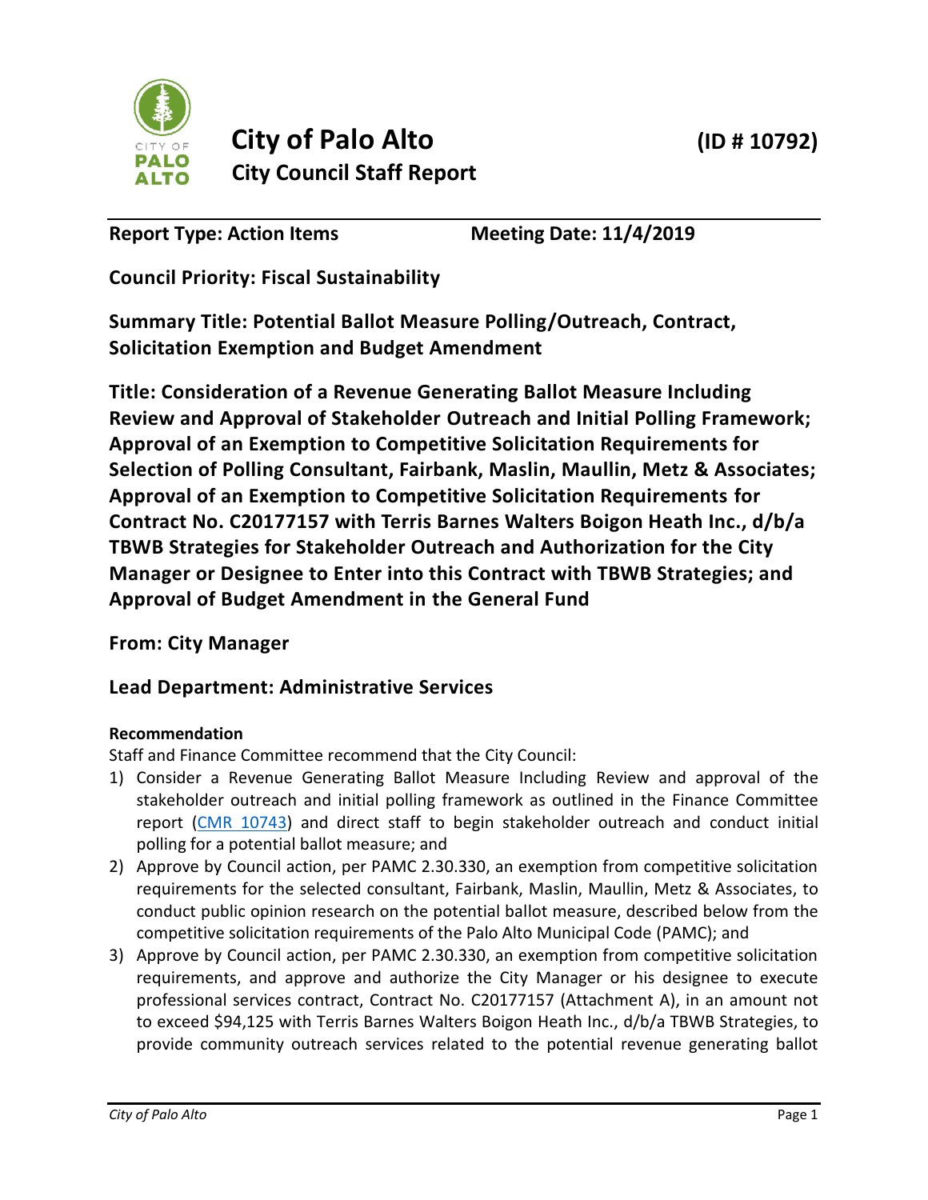# City of Palo Alto

## City Council Staff Report

**(ID # 10792)**

**Report Type: Action Items** **Meeting Date: 11/4/2019**

**Council Priority: Fiscal Sustainability**

**Summary Title: Potential Ballot Measure Polling/Outreach, Contract, Solicitation Exemption and Budget Amendment**

**Title: Consideration of a Revenue Generating Ballot Measure Including Review and Approval of Stakeholder Outreach and Initial Polling Framework; Approval of an Exemption to Competitive Solicitation Requirements for Selection of Polling Consultant, Fairbank, Maslin, Maullin, Metz & Associates; Approval of an Exemption to Competitive Solicitation Requirements for Contract No. C20177157 with Terris Barnes Walters Boigon Heath Inc., d/b/a TBWB Strategies for Stakeholder Outreach and Authorization for the City Manager or Designee to Enter into this Contract with TBWB Strategies; and Approval of Budget Amendment in the General Fund**

**From: City Manager**

**Lead Department: Administrative Services**

**Recommendation**

Staff and Finance Committee recommend that the City Council:

1) Consider a Revenue Generating Ballot Measure Including Review and approval of the stakeholder outreach and initial polling framework as outlined in the Finance Committee report (CMR 10743) and direct staff to begin stakeholder outreach and conduct initial polling for a potential ballot measure; and
2) Approve by Council action, per PAMC 2.30.330, an exemption from competitive solicitation requirements for the selected consultant, Fairbank, Maslin, Maullin, Metz & Associates, to conduct public opinion research on the potential ballot measure, described below from the competitive solicitation requirements of the Palo Alto Municipal Code (PAMC); and
3) Approve by Council action, per PAMC 2.30.330, an exemption from competitive solicitation requirements, and approve and authorize the City Manager or his designee to execute professional services contract, Contract No. C20177157 (Attachment A), in an amount not to exceed $94,125 with Terris Barnes Walters Boigon Heath Inc., d/b/a TBWB Strategies, to provide community outreach services related to the potential revenue generating ballot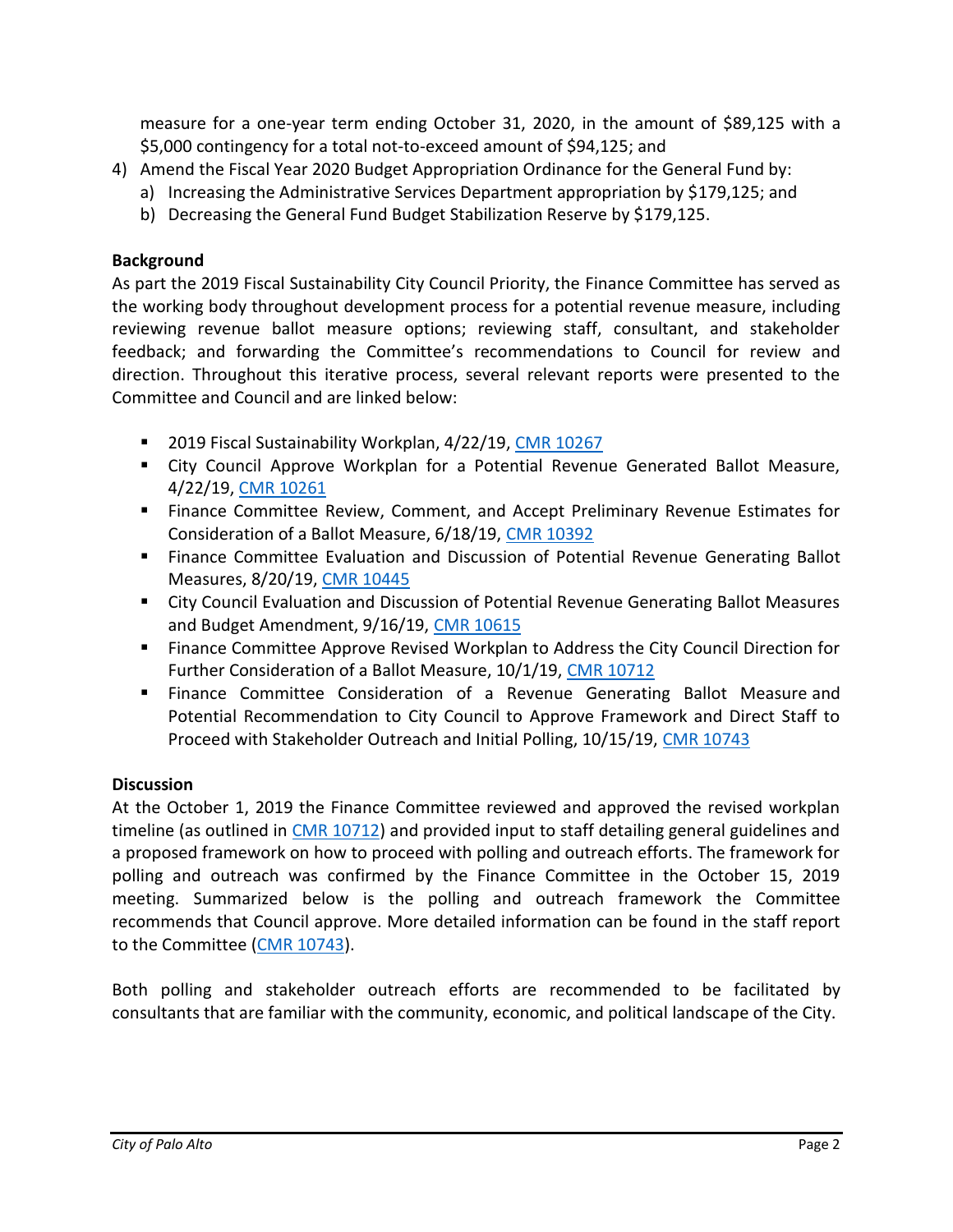measure for a one-year term ending October 31, 2020, in the amount of $89,125 with a $5,000 contingency for a total not-to-exceed amount of $94,125; and

4) Amend the Fiscal Year 2020 Budget Appropriation Ordinance for the General Fund by:
   a) Increasing the Administrative Services Department appropriation by $179,125; and
   b) Decreasing the General Fund Budget Stabilization Reserve by $179,125.

**Background**

As part the 2019 Fiscal Sustainability City Council Priority, the Finance Committee has served as the working body throughout development process for a potential revenue measure, including reviewing revenue ballot measure options; reviewing staff, consultant, and stakeholder feedback; and forwarding the Committee's recommendations to Council for review and direction. Throughout this iterative process, several relevant reports were presented to the Committee and Council and are linked below:

- 2019 Fiscal Sustainability Workplan, 4/22/19, CMR 10267
- City Council Approve Workplan for a Potential Revenue Generated Ballot Measure, 4/22/19, CMR 10261
- Finance Committee Review, Comment, and Accept Preliminary Revenue Estimates for Consideration of a Ballot Measure, 6/18/19, CMR 10392
- Finance Committee Evaluation and Discussion of Potential Revenue Generating Ballot Measures, 8/20/19, CMR 10445
- City Council Evaluation and Discussion of Potential Revenue Generating Ballot Measures and Budget Amendment, 9/16/19, CMR 10615
- Finance Committee Approve Revised Workplan to Address the City Council Direction for Further Consideration of a Ballot Measure, 10/1/19, CMR 10712
- Finance Committee Consideration of a Revenue Generating Ballot Measure and Potential Recommendation to City Council to Approve Framework and Direct Staff to Proceed with Stakeholder Outreach and Initial Polling, 10/15/19, CMR 10743

**Discussion**

At the October 1, 2019 the Finance Committee reviewed and approved the revised workplan timeline (as outlined in CMR 10712) and provided input to staff detailing general guidelines and a proposed framework on how to proceed with polling and outreach efforts. The framework for polling and outreach was confirmed by the Finance Committee in the October 15, 2019 meeting. Summarized below is the polling and outreach framework the Committee recommends that Council approve. More detailed information can be found in the staff report to the Committee (CMR 10743).

Both polling and stakeholder outreach efforts are recommended to be facilitated by consultants that are familiar with the community, economic, and political landscape of the City.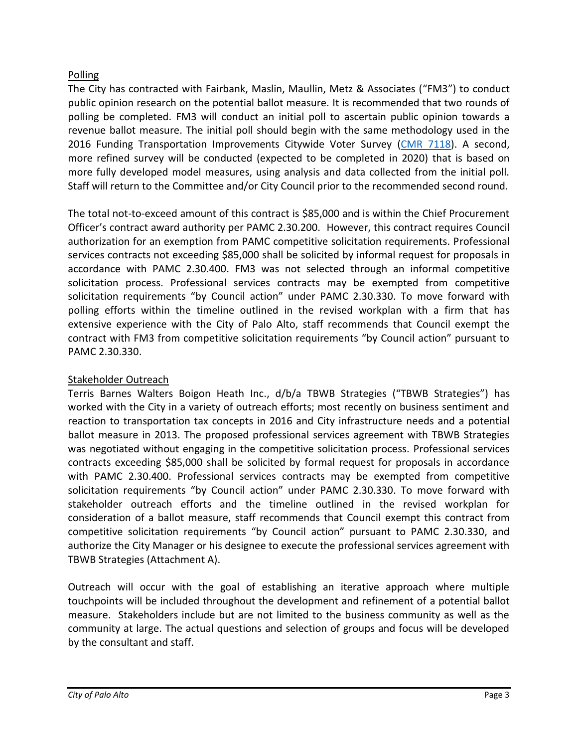## Polling

The City has contracted with Fairbank, Maslin, Maullin, Metz & Associates ("FM3") to conduct public opinion research on the potential ballot measure. It is recommended that two rounds of polling be completed. FM3 will conduct an initial poll to ascertain public opinion towards a revenue ballot measure. The initial poll should begin with the same methodology used in the 2016 Funding Transportation Improvements Citywide Voter Survey (CMR 7118). A second, more refined survey will be conducted (expected to be completed in 2020) that is based on more fully developed model measures, using analysis and data collected from the initial poll. Staff will return to the Committee and/or City Council prior to the recommended second round.

The total not-to-exceed amount of this contract is $85,000 and is within the Chief Procurement Officer's contract award authority per PAMC 2.30.200. However, this contract requires Council authorization for an exemption from PAMC competitive solicitation requirements. Professional services contracts not exceeding $85,000 shall be solicited by informal request for proposals in accordance with PAMC 2.30.400. FM3 was not selected through an informal competitive solicitation process. Professional services contracts may be exempted from competitive solicitation requirements "by Council action" under PAMC 2.30.330. To move forward with polling efforts within the timeline outlined in the revised workplan with a firm that has extensive experience with the City of Palo Alto, staff recommends that Council exempt the contract with FM3 from competitive solicitation requirements "by Council action" pursuant to PAMC 2.30.330.

## Stakeholder Outreach

Terris Barnes Walters Boigon Heath Inc., d/b/a TBWB Strategies ("TBWB Strategies") has worked with the City in a variety of outreach efforts; most recently on business sentiment and reaction to transportation tax concepts in 2016 and City infrastructure needs and a potential ballot measure in 2013. The proposed professional services agreement with TBWB Strategies was negotiated without engaging in the competitive solicitation process. Professional services contracts exceeding $85,000 shall be solicited by formal request for proposals in accordance with PAMC 2.30.400. Professional services contracts may be exempted from competitive solicitation requirements "by Council action" under PAMC 2.30.330. To move forward with stakeholder outreach efforts and the timeline outlined in the revised workplan for consideration of a ballot measure, staff recommends that Council exempt this contract from competitive solicitation requirements "by Council action" pursuant to PAMC 2.30.330, and authorize the City Manager or his designee to execute the professional services agreement with TBWB Strategies (Attachment A).

Outreach will occur with the goal of establishing an iterative approach where multiple touchpoints will be included throughout the development and refinement of a potential ballot measure. Stakeholders include but are not limited to the business community as well as the community at large. The actual questions and selection of groups and focus will be developed by the consultant and staff.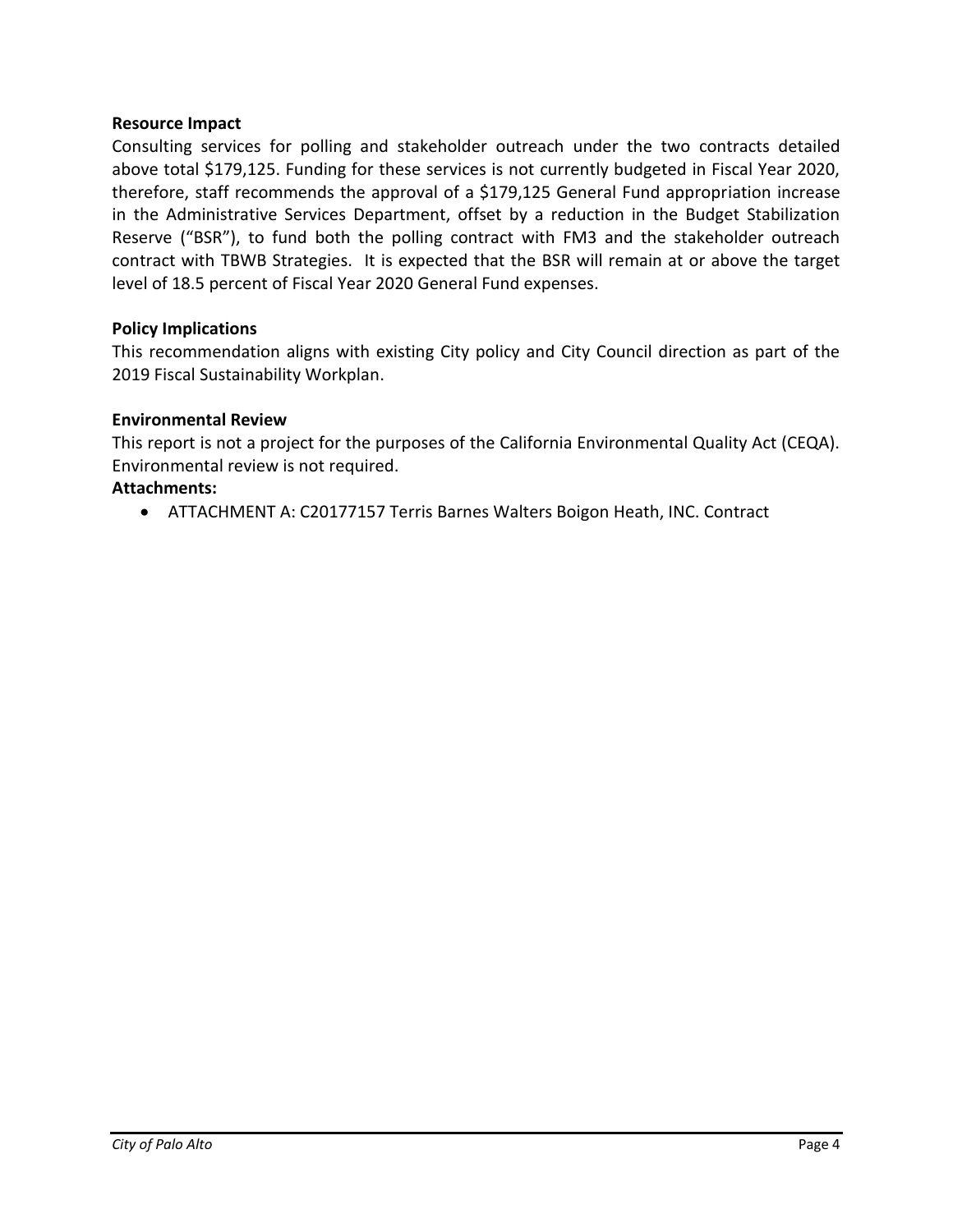**Resource Impact**

Consulting services for polling and stakeholder outreach under the two contracts detailed above total $179,125. Funding for these services is not currently budgeted in Fiscal Year 2020, therefore, staff recommends the approval of a $179,125 General Fund appropriation increase in the Administrative Services Department, offset by a reduction in the Budget Stabilization Reserve ("BSR"), to fund both the polling contract with FM3 and the stakeholder outreach contract with TBWB Strategies. It is expected that the BSR will remain at or above the target level of 18.5 percent of Fiscal Year 2020 General Fund expenses.

**Policy Implications**

This recommendation aligns with existing City policy and City Council direction as part of the 2019 Fiscal Sustainability Workplan.

**Environmental Review**

This report is not a project for the purposes of the California Environmental Quality Act (CEQA). Environmental review is not required.

**Attachments:**

- ATTACHMENT A: C20177157 Terris Barnes Walters Boigon Heath, INC. Contract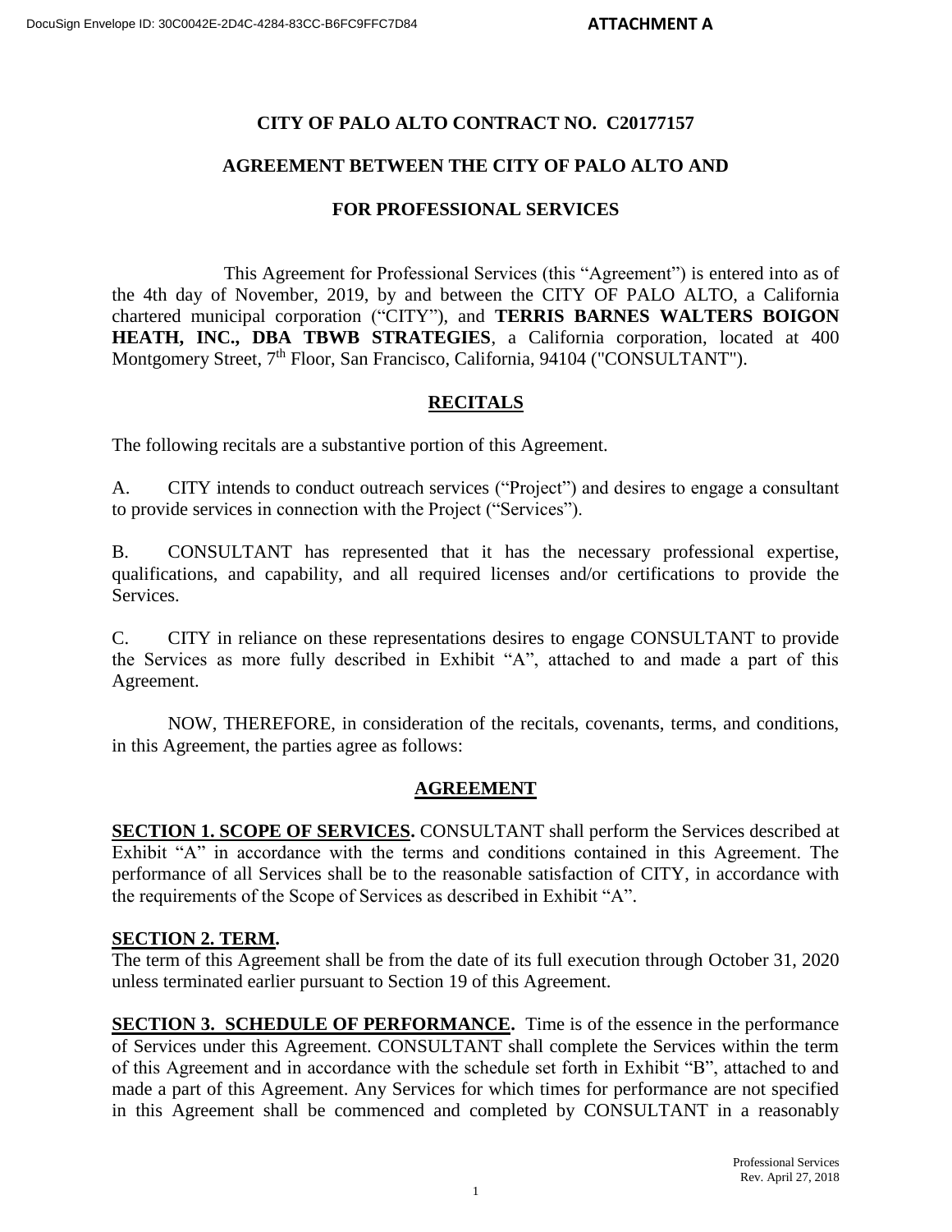**ATTACHMENT A**

# CITY OF PALO ALTO CONTRACT NO. C20177157

## AGREEMENT BETWEEN THE CITY OF PALO ALTO AND

## FOR PROFESSIONAL SERVICES

This Agreement for Professional Services (this "Agreement") is entered into as of the 4th day of November, 2019, by and between the CITY OF PALO ALTO, a California chartered municipal corporation ("CITY"), and **TERRIS BARNES WALTERS BOIGON HEATH, INC., DBA TBWB STRATEGIES**, a California corporation, located at 400 Montgomery Street, 7th Floor, San Francisco, California, 94104 ("CONSULTANT").

## RECITALS

The following recitals are a substantive portion of this Agreement.

A. CITY intends to conduct outreach services ("Project") and desires to engage a consultant to provide services in connection with the Project ("Services").

B. CONSULTANT has represented that it has the necessary professional expertise, qualifications, and capability, and all required licenses and/or certifications to provide the Services.

C. CITY in reliance on these representations desires to engage CONSULTANT to provide the Services as more fully described in Exhibit "A", attached to and made a part of this Agreement.

NOW, THEREFORE, in consideration of the recitals, covenants, terms, and conditions, in this Agreement, the parties agree as follows:

## AGREEMENT

**SECTION 1. SCOPE OF SERVICES.** CONSULTANT shall perform the Services described at Exhibit "A" in accordance with the terms and conditions contained in this Agreement. The performance of all Services shall be to the reasonable satisfaction of CITY, in accordance with the requirements of the Scope of Services as described in Exhibit "A".

**SECTION 2. TERM.**
The term of this Agreement shall be from the date of its full execution through October 31, 2020 unless terminated earlier pursuant to Section 19 of this Agreement.

**SECTION 3. SCHEDULE OF PERFORMANCE.** Time is of the essence in the performance of Services under this Agreement. CONSULTANT shall complete the Services within the term of this Agreement and in accordance with the schedule set forth in Exhibit "B", attached to and made a part of this Agreement. Any Services for which times for performance are not specified in this Agreement shall be commenced and completed by CONSULTANT in a reasonably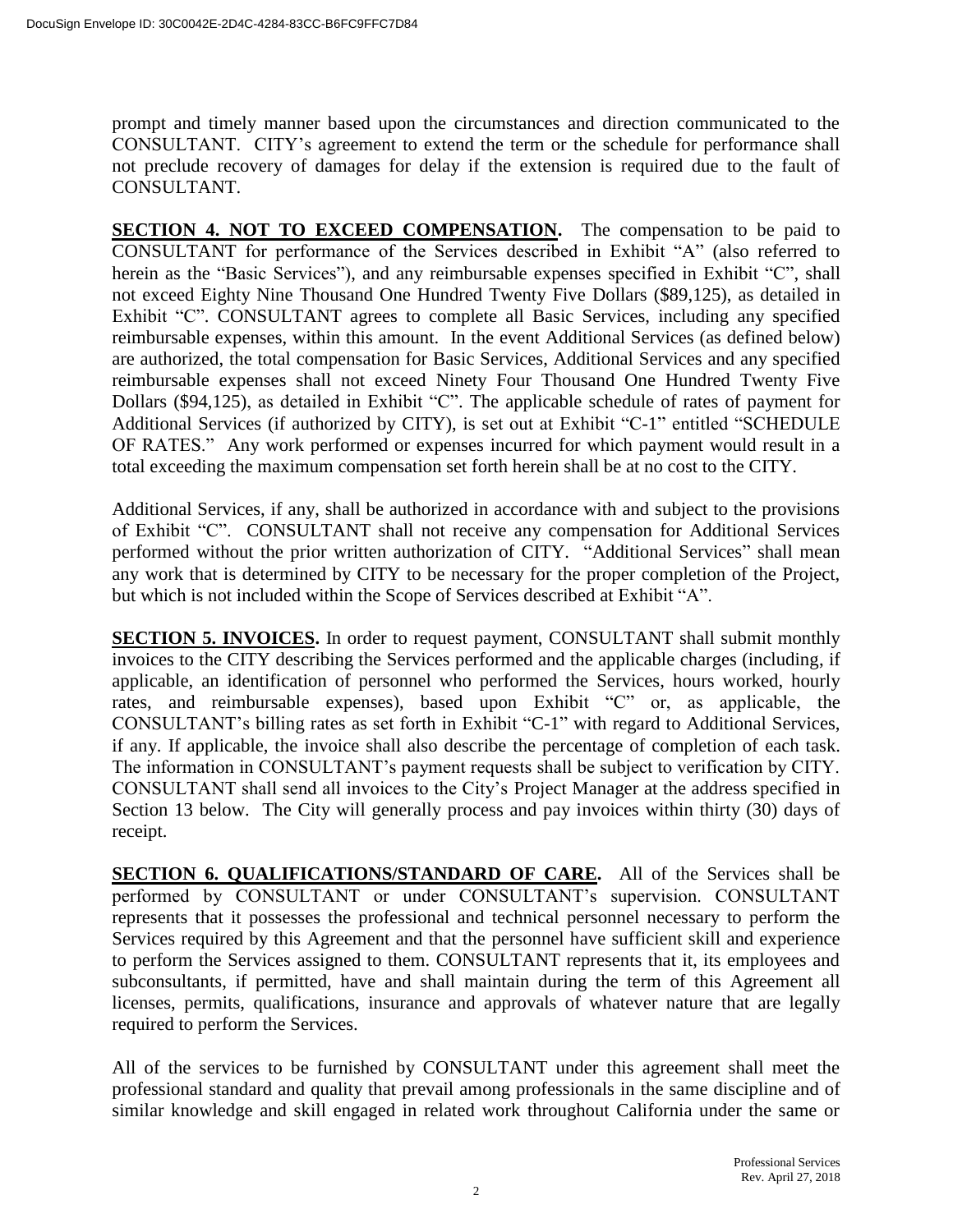prompt and timely manner based upon the circumstances and direction communicated to the CONSULTANT. CITY's agreement to extend the term or the schedule for performance shall not preclude recovery of damages for delay if the extension is required due to the fault of CONSULTANT.

**SECTION 4. NOT TO EXCEED COMPENSATION.** The compensation to be paid to CONSULTANT for performance of the Services described in Exhibit "A" (also referred to herein as the "Basic Services"), and any reimbursable expenses specified in Exhibit "C", shall not exceed Eighty Nine Thousand One Hundred Twenty Five Dollars ($89,125), as detailed in Exhibit "C". CONSULTANT agrees to complete all Basic Services, including any specified reimbursable expenses, within this amount. In the event Additional Services (as defined below) are authorized, the total compensation for Basic Services, Additional Services and any specified reimbursable expenses shall not exceed Ninety Four Thousand One Hundred Twenty Five Dollars ($94,125), as detailed in Exhibit "C". The applicable schedule of rates of payment for Additional Services (if authorized by CITY), is set out at Exhibit "C-1" entitled "SCHEDULE OF RATES." Any work performed or expenses incurred for which payment would result in a total exceeding the maximum compensation set forth herein shall be at no cost to the CITY.

Additional Services, if any, shall be authorized in accordance with and subject to the provisions of Exhibit "C". CONSULTANT shall not receive any compensation for Additional Services performed without the prior written authorization of CITY. "Additional Services" shall mean any work that is determined by CITY to be necessary for the proper completion of the Project, but which is not included within the Scope of Services described at Exhibit "A".

**SECTION 5. INVOICES.** In order to request payment, CONSULTANT shall submit monthly invoices to the CITY describing the Services performed and the applicable charges (including, if applicable, an identification of personnel who performed the Services, hours worked, hourly rates, and reimbursable expenses), based upon Exhibit "C" or, as applicable, the CONSULTANT's billing rates as set forth in Exhibit "C-1" with regard to Additional Services, if any. If applicable, the invoice shall also describe the percentage of completion of each task. The information in CONSULTANT's payment requests shall be subject to verification by CITY. CONSULTANT shall send all invoices to the City's Project Manager at the address specified in Section 13 below. The City will generally process and pay invoices within thirty (30) days of receipt.

**SECTION 6. QUALIFICATIONS/STANDARD OF CARE.** All of the Services shall be performed by CONSULTANT or under CONSULTANT's supervision. CONSULTANT represents that it possesses the professional and technical personnel necessary to perform the Services required by this Agreement and that the personnel have sufficient skill and experience to perform the Services assigned to them. CONSULTANT represents that it, its employees and subconsultants, if permitted, have and shall maintain during the term of this Agreement all licenses, permits, qualifications, insurance and approvals of whatever nature that are legally required to perform the Services.

All of the services to be furnished by CONSULTANT under this agreement shall meet the professional standard and quality that prevail among professionals in the same discipline and of similar knowledge and skill engaged in related work throughout California under the same or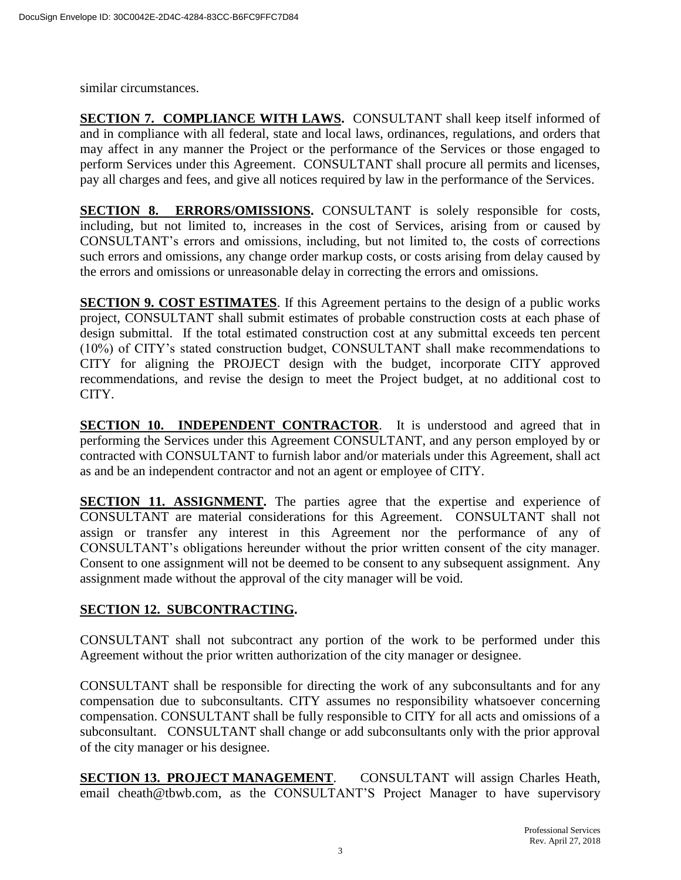similar circumstances.

**SECTION 7. COMPLIANCE WITH LAWS.** CONSULTANT shall keep itself informed of and in compliance with all federal, state and local laws, ordinances, regulations, and orders that may affect in any manner the Project or the performance of the Services or those engaged to perform Services under this Agreement. CONSULTANT shall procure all permits and licenses, pay all charges and fees, and give all notices required by law in the performance of the Services.

**SECTION 8. ERRORS/OMISSIONS.** CONSULTANT is solely responsible for costs, including, but not limited to, increases in the cost of Services, arising from or caused by CONSULTANT's errors and omissions, including, but not limited to, the costs of corrections such errors and omissions, any change order markup costs, or costs arising from delay caused by the errors and omissions or unreasonable delay in correcting the errors and omissions.

**SECTION 9. COST ESTIMATES**. If this Agreement pertains to the design of a public works project, CONSULTANT shall submit estimates of probable construction costs at each phase of design submittal. If the total estimated construction cost at any submittal exceeds ten percent (10%) of CITY's stated construction budget, CONSULTANT shall make recommendations to CITY for aligning the PROJECT design with the budget, incorporate CITY approved recommendations, and revise the design to meet the Project budget, at no additional cost to CITY.

**SECTION 10. INDEPENDENT CONTRACTOR**. It is understood and agreed that in performing the Services under this Agreement CONSULTANT, and any person employed by or contracted with CONSULTANT to furnish labor and/or materials under this Agreement, shall act as and be an independent contractor and not an agent or employee of CITY.

**SECTION 11. ASSIGNMENT.** The parties agree that the expertise and experience of CONSULTANT are material considerations for this Agreement. CONSULTANT shall not assign or transfer any interest in this Agreement nor the performance of any of CONSULTANT's obligations hereunder without the prior written consent of the city manager. Consent to one assignment will not be deemed to be consent to any subsequent assignment. Any assignment made without the approval of the city manager will be void.

**SECTION 12. SUBCONTRACTING.**

CONSULTANT shall not subcontract any portion of the work to be performed under this Agreement without the prior written authorization of the city manager or designee.

CONSULTANT shall be responsible for directing the work of any subconsultants and for any compensation due to subconsultants. CITY assumes no responsibility whatsoever concerning compensation. CONSULTANT shall be fully responsible to CITY for all acts and omissions of a subconsultant. CONSULTANT shall change or add subconsultants only with the prior approval of the city manager or his designee.

**SECTION 13. PROJECT MANAGEMENT**. CONSULTANT will assign Charles Heath, email cheath@tbwb.com, as the CONSULTANT'S Project Manager to have supervisory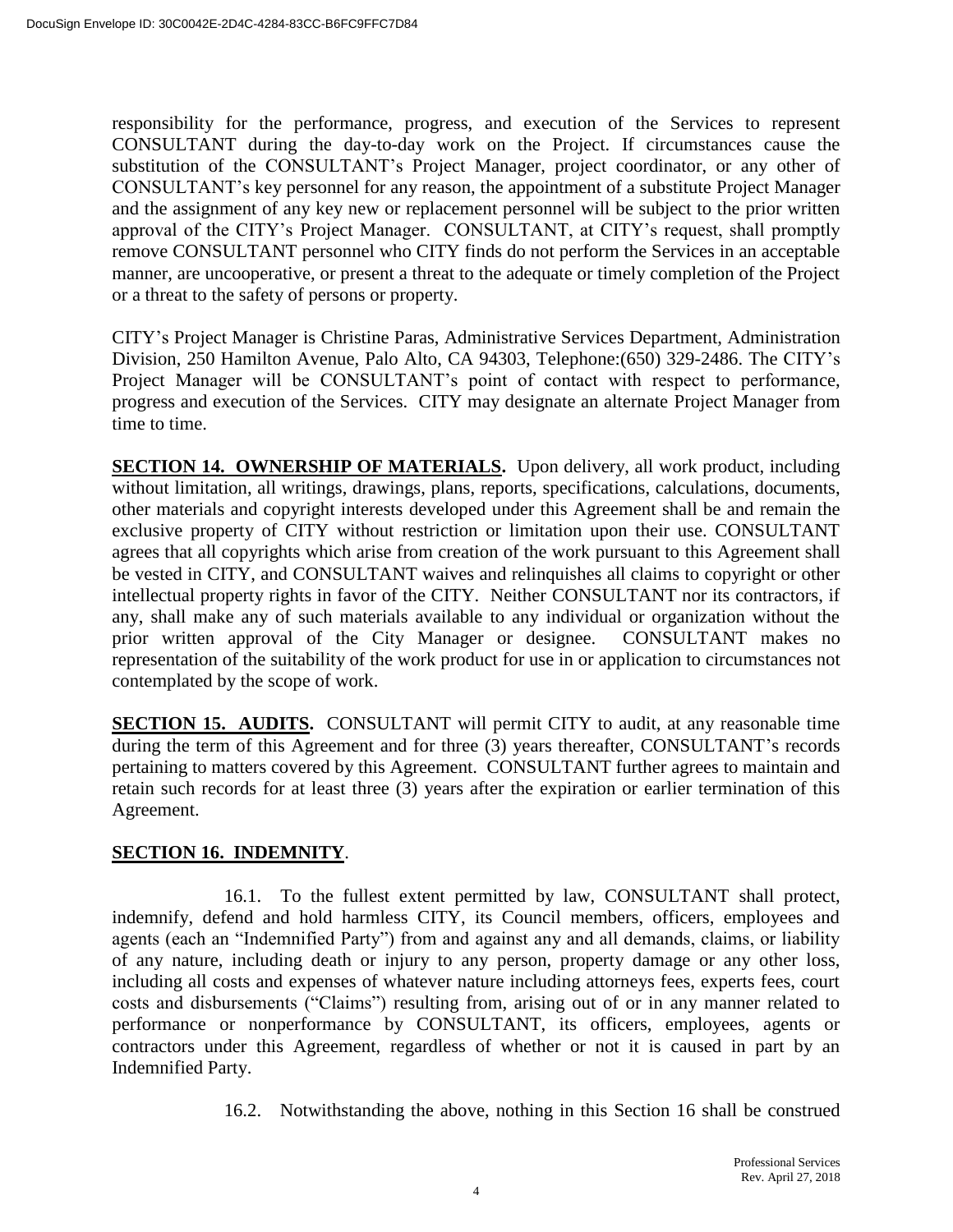responsibility for the performance, progress, and execution of the Services to represent CONSULTANT during the day-to-day work on the Project. If circumstances cause the substitution of the CONSULTANT's Project Manager, project coordinator, or any other of CONSULTANT's key personnel for any reason, the appointment of a substitute Project Manager and the assignment of any key new or replacement personnel will be subject to the prior written approval of the CITY's Project Manager. CONSULTANT, at CITY's request, shall promptly remove CONSULTANT personnel who CITY finds do not perform the Services in an acceptable manner, are uncooperative, or present a threat to the adequate or timely completion of the Project or a threat to the safety of persons or property.

CITY's Project Manager is Christine Paras, Administrative Services Department, Administration Division, 250 Hamilton Avenue, Palo Alto, CA 94303, Telephone:(650) 329-2486. The CITY's Project Manager will be CONSULTANT's point of contact with respect to performance, progress and execution of the Services. CITY may designate an alternate Project Manager from time to time.

**SECTION 14. OWNERSHIP OF MATERIALS.** Upon delivery, all work product, including without limitation, all writings, drawings, plans, reports, specifications, calculations, documents, other materials and copyright interests developed under this Agreement shall be and remain the exclusive property of CITY without restriction or limitation upon their use. CONSULTANT agrees that all copyrights which arise from creation of the work pursuant to this Agreement shall be vested in CITY, and CONSULTANT waives and relinquishes all claims to copyright or other intellectual property rights in favor of the CITY. Neither CONSULTANT nor its contractors, if any, shall make any of such materials available to any individual or organization without the prior written approval of the City Manager or designee. CONSULTANT makes no representation of the suitability of the work product for use in or application to circumstances not contemplated by the scope of work.

**SECTION 15. AUDITS.** CONSULTANT will permit CITY to audit, at any reasonable time during the term of this Agreement and for three (3) years thereafter, CONSULTANT's records pertaining to matters covered by this Agreement. CONSULTANT further agrees to maintain and retain such records for at least three (3) years after the expiration or earlier termination of this Agreement.

**SECTION 16. INDEMNITY**.

16.1. To the fullest extent permitted by law, CONSULTANT shall protect, indemnify, defend and hold harmless CITY, its Council members, officers, employees and agents (each an "Indemnified Party") from and against any and all demands, claims, or liability of any nature, including death or injury to any person, property damage or any other loss, including all costs and expenses of whatever nature including attorneys fees, experts fees, court costs and disbursements ("Claims") resulting from, arising out of or in any manner related to performance or nonperformance by CONSULTANT, its officers, employees, agents or contractors under this Agreement, regardless of whether or not it is caused in part by an Indemnified Party.

16.2. Notwithstanding the above, nothing in this Section 16 shall be construed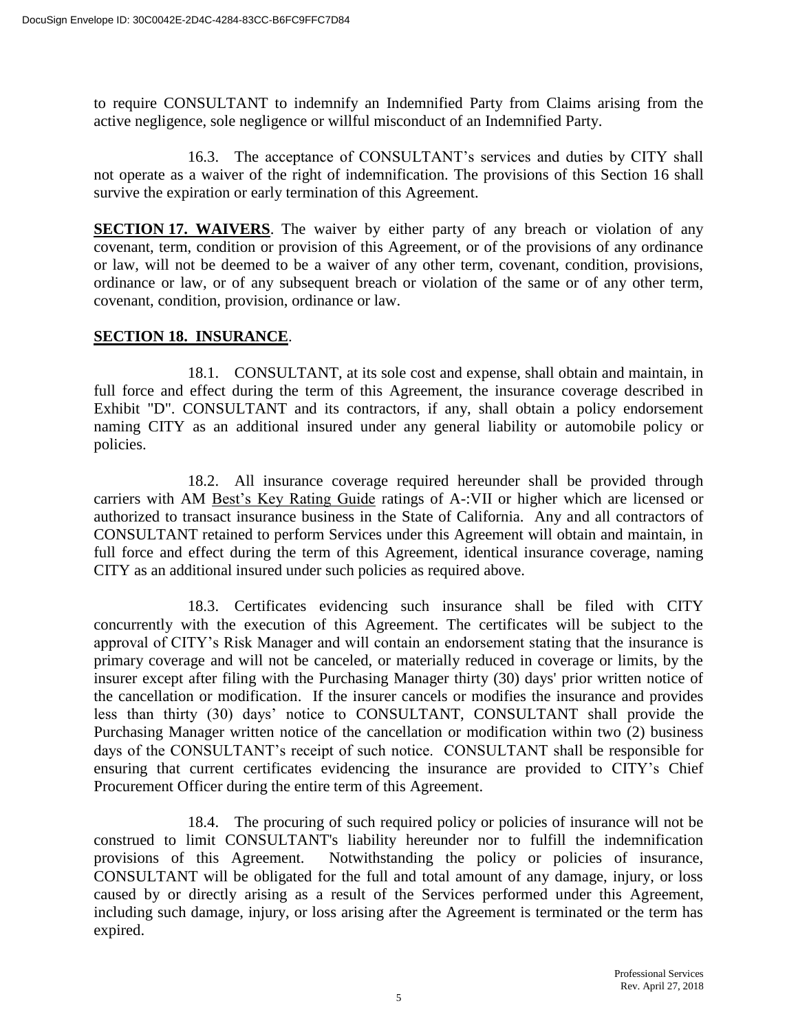to require CONSULTANT to indemnify an Indemnified Party from Claims arising from the active negligence, sole negligence or willful misconduct of an Indemnified Party.

16.3. The acceptance of CONSULTANT's services and duties by CITY shall not operate as a waiver of the right of indemnification. The provisions of this Section 16 shall survive the expiration or early termination of this Agreement.

**SECTION 17. WAIVERS**. The waiver by either party of any breach or violation of any covenant, term, condition or provision of this Agreement, or of the provisions of any ordinance or law, will not be deemed to be a waiver of any other term, covenant, condition, provisions, ordinance or law, or of any subsequent breach or violation of the same or of any other term, covenant, condition, provision, ordinance or law.

**SECTION 18. INSURANCE**.

18.1. CONSULTANT, at its sole cost and expense, shall obtain and maintain, in full force and effect during the term of this Agreement, the insurance coverage described in Exhibit "D". CONSULTANT and its contractors, if any, shall obtain a policy endorsement naming CITY as an additional insured under any general liability or automobile policy or policies.

18.2. All insurance coverage required hereunder shall be provided through carriers with AM Best's Key Rating Guide ratings of A-:VII or higher which are licensed or authorized to transact insurance business in the State of California. Any and all contractors of CONSULTANT retained to perform Services under this Agreement will obtain and maintain, in full force and effect during the term of this Agreement, identical insurance coverage, naming CITY as an additional insured under such policies as required above.

18.3. Certificates evidencing such insurance shall be filed with CITY concurrently with the execution of this Agreement. The certificates will be subject to the approval of CITY's Risk Manager and will contain an endorsement stating that the insurance is primary coverage and will not be canceled, or materially reduced in coverage or limits, by the insurer except after filing with the Purchasing Manager thirty (30) days' prior written notice of the cancellation or modification. If the insurer cancels or modifies the insurance and provides less than thirty (30) days' notice to CONSULTANT, CONSULTANT shall provide the Purchasing Manager written notice of the cancellation or modification within two (2) business days of the CONSULTANT's receipt of such notice. CONSULTANT shall be responsible for ensuring that current certificates evidencing the insurance are provided to CITY's Chief Procurement Officer during the entire term of this Agreement.

18.4. The procuring of such required policy or policies of insurance will not be construed to limit CONSULTANT's liability hereunder nor to fulfill the indemnification provisions of this Agreement. Notwithstanding the policy or policies of insurance, CONSULTANT will be obligated for the full and total amount of any damage, injury, or loss caused by or directly arising as a result of the Services performed under this Agreement, including such damage, injury, or loss arising after the Agreement is terminated or the term has expired.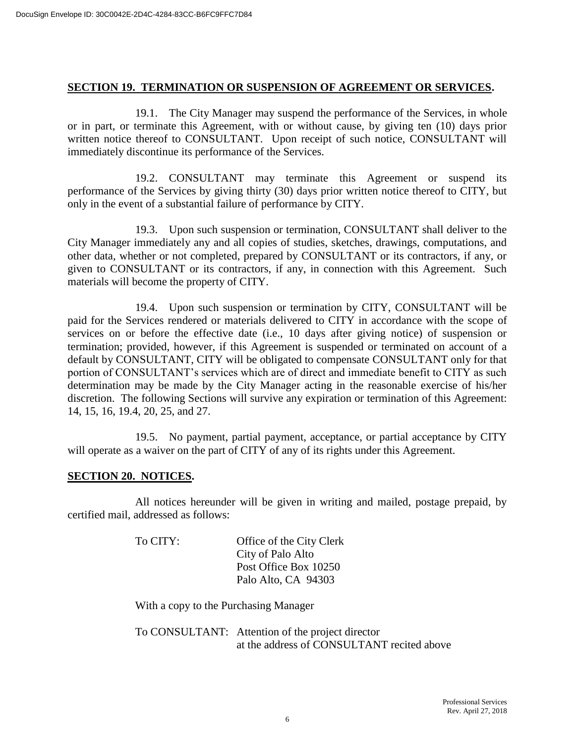**SECTION 19. TERMINATION OR SUSPENSION OF AGREEMENT OR SERVICES.**

19.1. The City Manager may suspend the performance of the Services, in whole or in part, or terminate this Agreement, with or without cause, by giving ten (10) days prior written notice thereof to CONSULTANT. Upon receipt of such notice, CONSULTANT will immediately discontinue its performance of the Services.

19.2. CONSULTANT may terminate this Agreement or suspend its performance of the Services by giving thirty (30) days prior written notice thereof to CITY, but only in the event of a substantial failure of performance by CITY.

19.3. Upon such suspension or termination, CONSULTANT shall deliver to the City Manager immediately any and all copies of studies, sketches, drawings, computations, and other data, whether or not completed, prepared by CONSULTANT or its contractors, if any, or given to CONSULTANT or its contractors, if any, in connection with this Agreement. Such materials will become the property of CITY.

19.4. Upon such suspension or termination by CITY, CONSULTANT will be paid for the Services rendered or materials delivered to CITY in accordance with the scope of services on or before the effective date (i.e., 10 days after giving notice) of suspension or termination; provided, however, if this Agreement is suspended or terminated on account of a default by CONSULTANT, CITY will be obligated to compensate CONSULTANT only for that portion of CONSULTANT's services which are of direct and immediate benefit to CITY as such determination may be made by the City Manager acting in the reasonable exercise of his/her discretion. The following Sections will survive any expiration or termination of this Agreement: 14, 15, 16, 19.4, 20, 25, and 27.

19.5. No payment, partial payment, acceptance, or partial acceptance by CITY will operate as a waiver on the part of CITY of any of its rights under this Agreement.

**SECTION 20. NOTICES.**

All notices hereunder will be given in writing and mailed, postage prepaid, by certified mail, addressed as follows:

To CITY: Office of the City Clerk
City of Palo Alto
Post Office Box 10250
Palo Alto, CA 94303

With a copy to the Purchasing Manager

To CONSULTANT: Attention of the project director
at the address of CONSULTANT recited above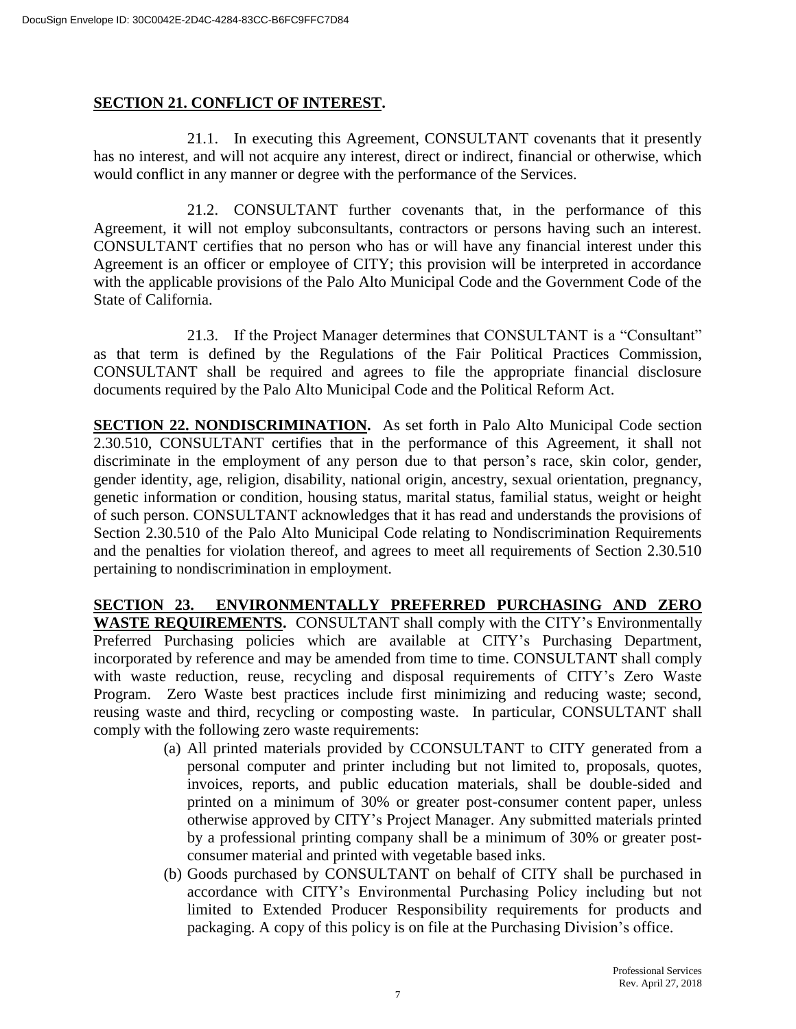**SECTION 21. CONFLICT OF INTEREST.**

21.1. In executing this Agreement, CONSULTANT covenants that it presently has no interest, and will not acquire any interest, direct or indirect, financial or otherwise, which would conflict in any manner or degree with the performance of the Services.

21.2. CONSULTANT further covenants that, in the performance of this Agreement, it will not employ subconsultants, contractors or persons having such an interest. CONSULTANT certifies that no person who has or will have any financial interest under this Agreement is an officer or employee of CITY; this provision will be interpreted in accordance with the applicable provisions of the Palo Alto Municipal Code and the Government Code of the State of California.

21.3. If the Project Manager determines that CONSULTANT is a "Consultant" as that term is defined by the Regulations of the Fair Political Practices Commission, CONSULTANT shall be required and agrees to file the appropriate financial disclosure documents required by the Palo Alto Municipal Code and the Political Reform Act.

**SECTION 22. NONDISCRIMINATION.** As set forth in Palo Alto Municipal Code section 2.30.510, CONSULTANT certifies that in the performance of this Agreement, it shall not discriminate in the employment of any person due to that person's race, skin color, gender, gender identity, age, religion, disability, national origin, ancestry, sexual orientation, pregnancy, genetic information or condition, housing status, marital status, familial status, weight or height of such person. CONSULTANT acknowledges that it has read and understands the provisions of Section 2.30.510 of the Palo Alto Municipal Code relating to Nondiscrimination Requirements and the penalties for violation thereof, and agrees to meet all requirements of Section 2.30.510 pertaining to nondiscrimination in employment.

**SECTION 23. ENVIRONMENTALLY PREFERRED PURCHASING AND ZERO WASTE REQUIREMENTS.** CONSULTANT shall comply with the CITY's Environmentally Preferred Purchasing policies which are available at CITY's Purchasing Department, incorporated by reference and may be amended from time to time. CONSULTANT shall comply with waste reduction, reuse, recycling and disposal requirements of CITY's Zero Waste Program. Zero Waste best practices include first minimizing and reducing waste; second, reusing waste and third, recycling or composting waste. In particular, CONSULTANT shall comply with the following zero waste requirements:

(a) All printed materials provided by CCONSULTANT to CITY generated from a personal computer and printer including but not limited to, proposals, quotes, invoices, reports, and public education materials, shall be double-sided and printed on a minimum of 30% or greater post-consumer content paper, unless otherwise approved by CITY's Project Manager. Any submitted materials printed by a professional printing company shall be a minimum of 30% or greater post-consumer material and printed with vegetable based inks.

(b) Goods purchased by CONSULTANT on behalf of CITY shall be purchased in accordance with CITY's Environmental Purchasing Policy including but not limited to Extended Producer Responsibility requirements for products and packaging. A copy of this policy is on file at the Purchasing Division's office.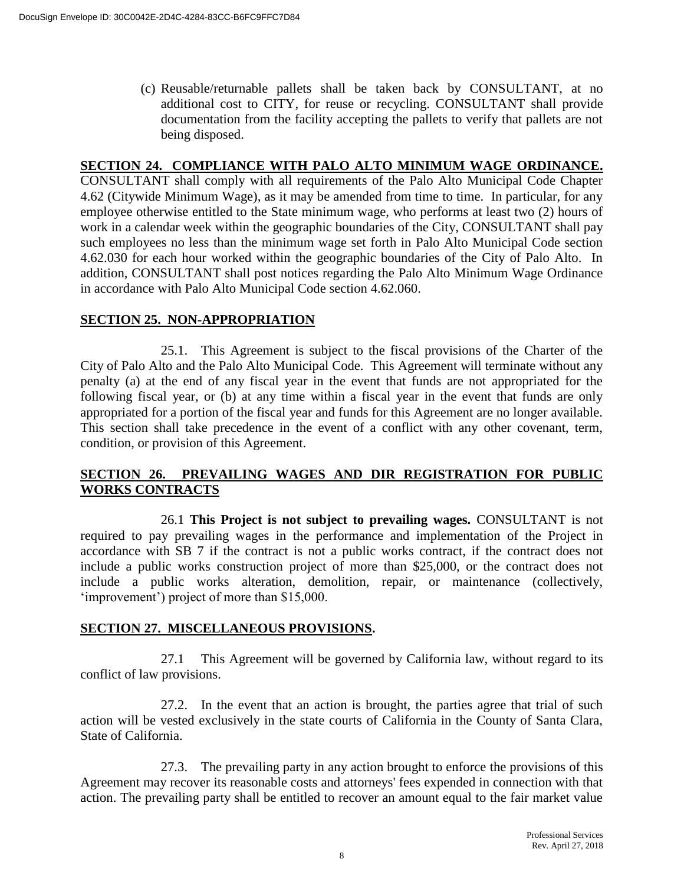(c) Reusable/returnable pallets shall be taken back by CONSULTANT, at no additional cost to CITY, for reuse or recycling. CONSULTANT shall provide documentation from the facility accepting the pallets to verify that pallets are not being disposed.

## SECTION 24. COMPLIANCE WITH PALO ALTO MINIMUM WAGE ORDINANCE.

CONSULTANT shall comply with all requirements of the Palo Alto Municipal Code Chapter 4.62 (Citywide Minimum Wage), as it may be amended from time to time. In particular, for any employee otherwise entitled to the State minimum wage, who performs at least two (2) hours of work in a calendar week within the geographic boundaries of the City, CONSULTANT shall pay such employees no less than the minimum wage set forth in Palo Alto Municipal Code section 4.62.030 for each hour worked within the geographic boundaries of the City of Palo Alto. In addition, CONSULTANT shall post notices regarding the Palo Alto Minimum Wage Ordinance in accordance with Palo Alto Municipal Code section 4.62.060.

## SECTION 25. NON-APPROPRIATION

25.1. This Agreement is subject to the fiscal provisions of the Charter of the City of Palo Alto and the Palo Alto Municipal Code. This Agreement will terminate without any penalty (a) at the end of any fiscal year in the event that funds are not appropriated for the following fiscal year, or (b) at any time within a fiscal year in the event that funds are only appropriated for a portion of the fiscal year and funds for this Agreement are no longer available. This section shall take precedence in the event of a conflict with any other covenant, term, condition, or provision of this Agreement.

## SECTION 26. PREVAILING WAGES AND DIR REGISTRATION FOR PUBLIC WORKS CONTRACTS

26.1 **This Project is not subject to prevailing wages.** CONSULTANT is not required to pay prevailing wages in the performance and implementation of the Project in accordance with SB 7 if the contract is not a public works contract, if the contract does not include a public works construction project of more than $25,000, or the contract does not include a public works alteration, demolition, repair, or maintenance (collectively, 'improvement') project of more than $15,000.

## SECTION 27. MISCELLANEOUS PROVISIONS.

27.1 This Agreement will be governed by California law, without regard to its conflict of law provisions.

27.2. In the event that an action is brought, the parties agree that trial of such action will be vested exclusively in the state courts of California in the County of Santa Clara, State of California.

27.3. The prevailing party in any action brought to enforce the provisions of this Agreement may recover its reasonable costs and attorneys' fees expended in connection with that action. The prevailing party shall be entitled to recover an amount equal to the fair market value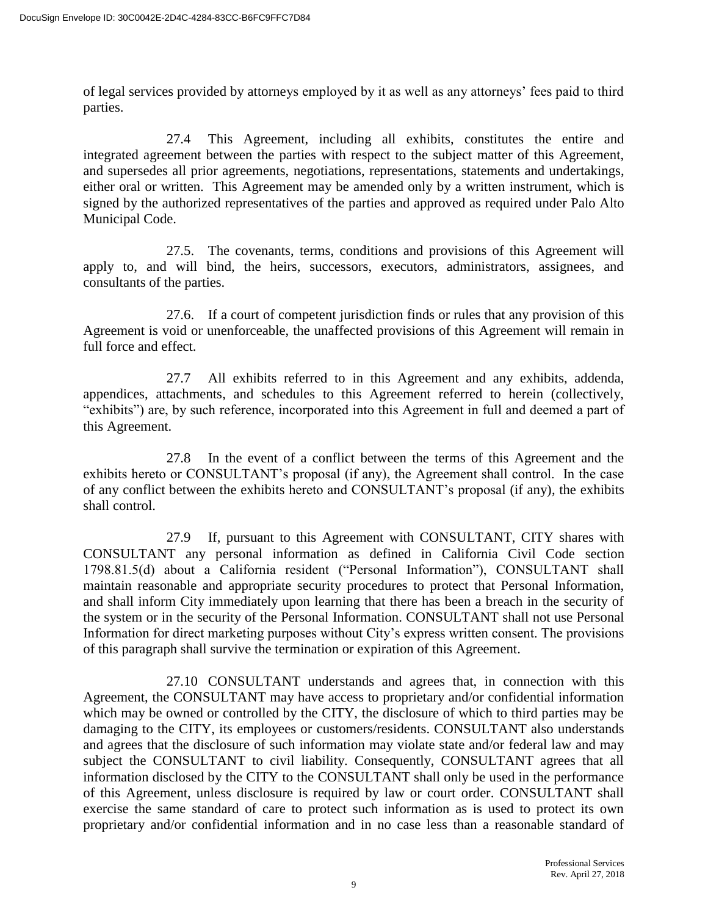of legal services provided by attorneys employed by it as well as any attorneys' fees paid to third parties.

27.4 This Agreement, including all exhibits, constitutes the entire and integrated agreement between the parties with respect to the subject matter of this Agreement, and supersedes all prior agreements, negotiations, representations, statements and undertakings, either oral or written. This Agreement may be amended only by a written instrument, which is signed by the authorized representatives of the parties and approved as required under Palo Alto Municipal Code.

27.5. The covenants, terms, conditions and provisions of this Agreement will apply to, and will bind, the heirs, successors, executors, administrators, assignees, and consultants of the parties.

27.6. If a court of competent jurisdiction finds or rules that any provision of this Agreement is void or unenforceable, the unaffected provisions of this Agreement will remain in full force and effect.

27.7 All exhibits referred to in this Agreement and any exhibits, addenda, appendices, attachments, and schedules to this Agreement referred to herein (collectively, "exhibits") are, by such reference, incorporated into this Agreement in full and deemed a part of this Agreement.

27.8 In the event of a conflict between the terms of this Agreement and the exhibits hereto or CONSULTANT's proposal (if any), the Agreement shall control. In the case of any conflict between the exhibits hereto and CONSULTANT's proposal (if any), the exhibits shall control.

27.9 If, pursuant to this Agreement with CONSULTANT, CITY shares with CONSULTANT any personal information as defined in California Civil Code section 1798.81.5(d) about a California resident ("Personal Information"), CONSULTANT shall maintain reasonable and appropriate security procedures to protect that Personal Information, and shall inform City immediately upon learning that there has been a breach in the security of the system or in the security of the Personal Information. CONSULTANT shall not use Personal Information for direct marketing purposes without City's express written consent. The provisions of this paragraph shall survive the termination or expiration of this Agreement.

27.10 CONSULTANT understands and agrees that, in connection with this Agreement, the CONSULTANT may have access to proprietary and/or confidential information which may be owned or controlled by the CITY, the disclosure of which to third parties may be damaging to the CITY, its employees or customers/residents. CONSULTANT also understands and agrees that the disclosure of such information may violate state and/or federal law and may subject the CONSULTANT to civil liability. Consequently, CONSULTANT agrees that all information disclosed by the CITY to the CONSULTANT shall only be used in the performance of this Agreement, unless disclosure is required by law or court order. CONSULTANT shall exercise the same standard of care to protect such information as is used to protect its own proprietary and/or confidential information and in no case less than a reasonable standard of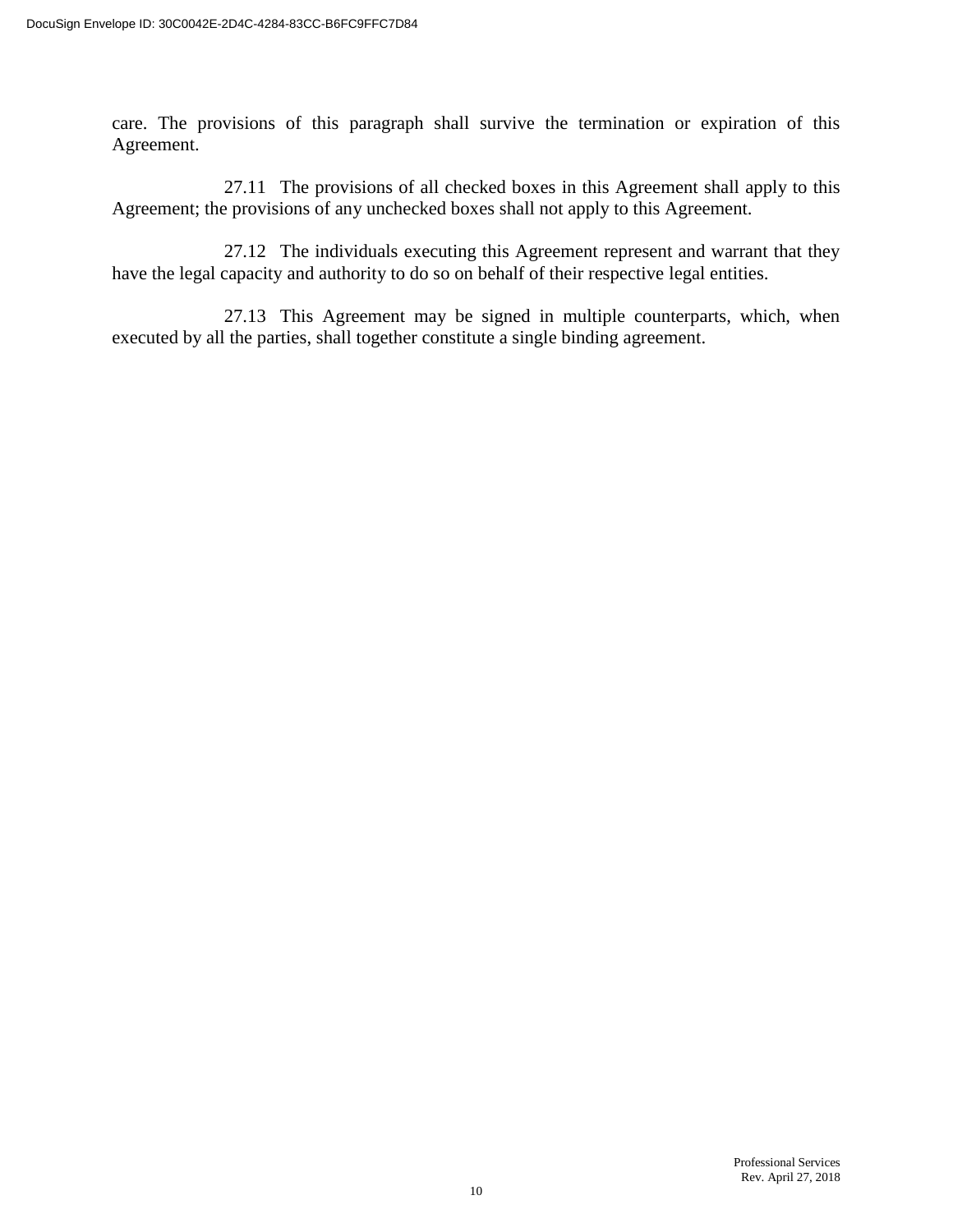care. The provisions of this paragraph shall survive the termination or expiration of this Agreement.

27.11 The provisions of all checked boxes in this Agreement shall apply to this Agreement; the provisions of any unchecked boxes shall not apply to this Agreement.

27.12 The individuals executing this Agreement represent and warrant that they have the legal capacity and authority to do so on behalf of their respective legal entities.

27.13 This Agreement may be signed in multiple counterparts, which, when executed by all the parties, shall together constitute a single binding agreement.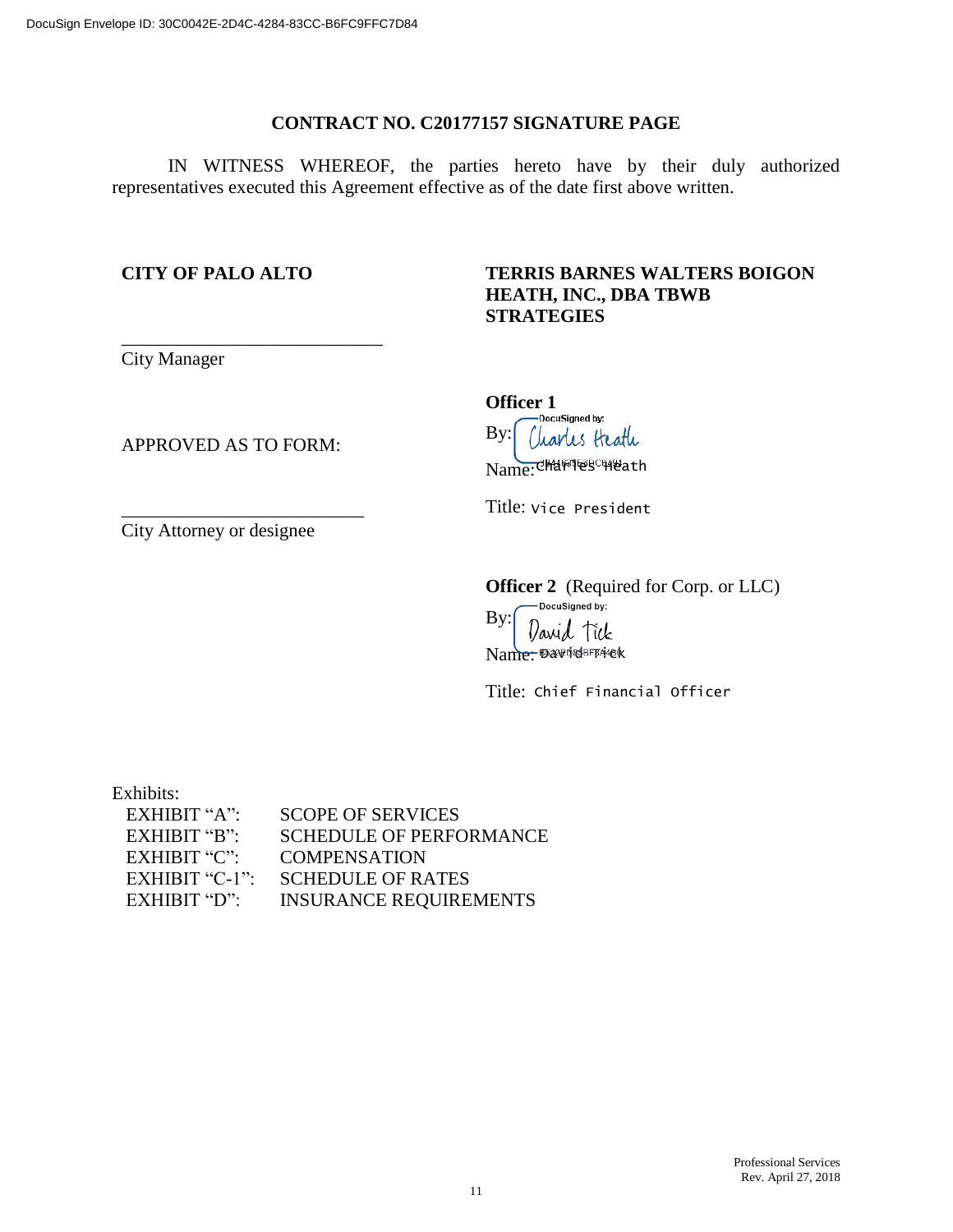DocuSign Envelope ID: 30C0042E-2D4C-4284-83CC-B6FC9FFC7D84

## CONTRACT NO. C20177157 SIGNATURE PAGE

IN WITNESS WHEREOF, the parties hereto have by their duly authorized representatives executed this Agreement effective as of the date first above written.

**CITY OF PALO ALTO**

____________________________

City Manager

APPROVED AS TO FORM:

____________________________

City Attorney or designee

**TERRIS BARNES WALTERS BOIGON HEATH, INC., DBA TBWB STRATEGIES**

**Officer 1**

DocuSigned by:

By: Charles Heath

Name: Charles Heath

Title: Vice President

**Officer 2** (Required for Corp. or LLC)

DocuSigned by:

By: David Tick

Name: David Tick

Title: Chief Financial Officer

Exhibits:

| | |
|---|---|
| EXHIBIT "A": | SCOPE OF SERVICES |
| EXHIBIT "B": | SCHEDULE OF PERFORMANCE |
| EXHIBIT "C": | COMPENSATION |
| EXHIBIT "C-1": | SCHEDULE OF RATES |
| EXHIBIT "D": | INSURANCE REQUIREMENTS |

Professional Services
Rev. April 27, 2018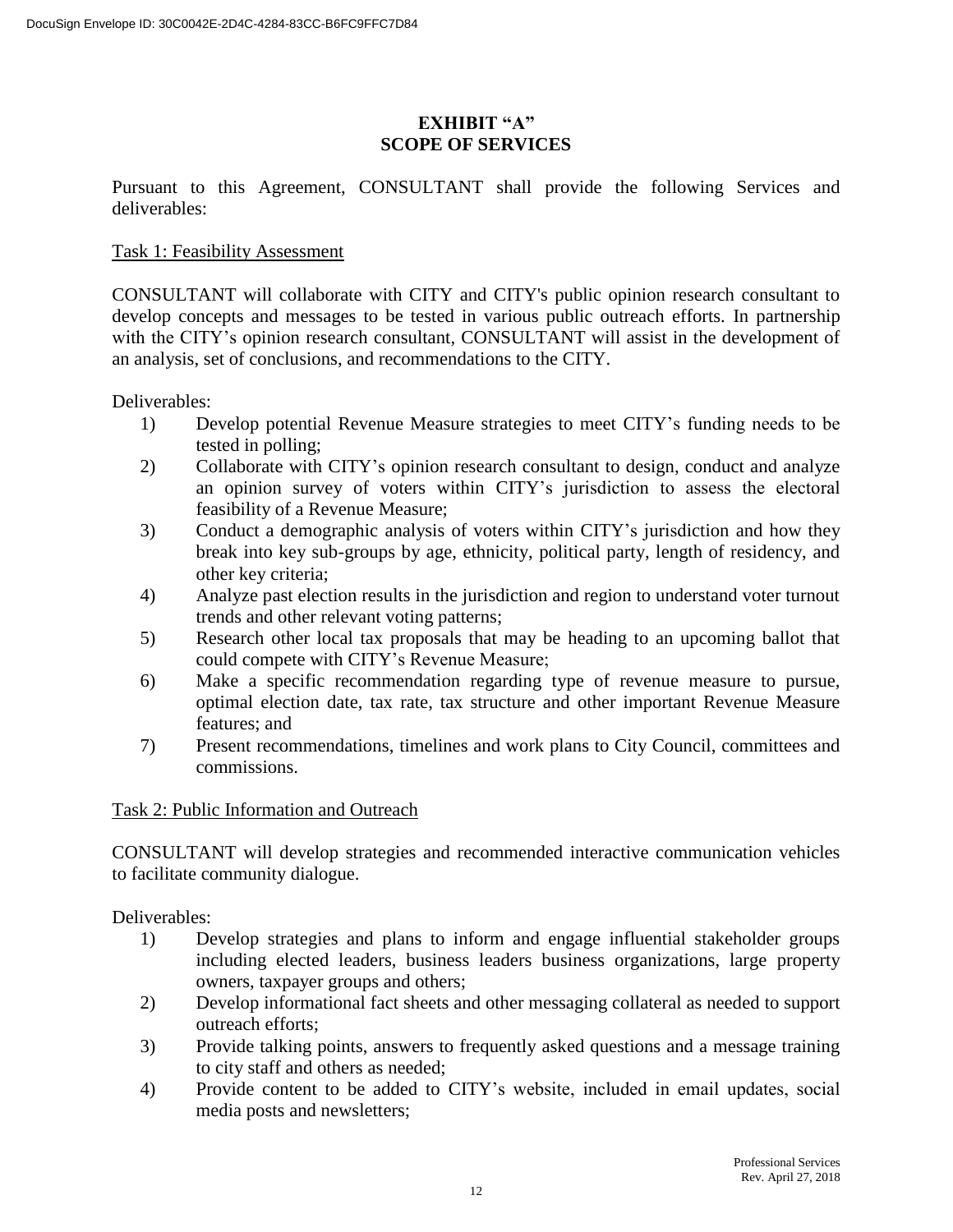# EXHIBIT "A"
# SCOPE OF SERVICES

Pursuant to this Agreement, CONSULTANT shall provide the following Services and deliverables:

Task 1: Feasibility Assessment

CONSULTANT will collaborate with CITY and CITY's public opinion research consultant to develop concepts and messages to be tested in various public outreach efforts. In partnership with the CITY's opinion research consultant, CONSULTANT will assist in the development of an analysis, set of conclusions, and recommendations to the CITY.

Deliverables:

1) Develop potential Revenue Measure strategies to meet CITY's funding needs to be tested in polling;
2) Collaborate with CITY's opinion research consultant to design, conduct and analyze an opinion survey of voters within CITY's jurisdiction to assess the electoral feasibility of a Revenue Measure;
3) Conduct a demographic analysis of voters within CITY's jurisdiction and how they break into key sub-groups by age, ethnicity, political party, length of residency, and other key criteria;
4) Analyze past election results in the jurisdiction and region to understand voter turnout trends and other relevant voting patterns;
5) Research other local tax proposals that may be heading to an upcoming ballot that could compete with CITY's Revenue Measure;
6) Make a specific recommendation regarding type of revenue measure to pursue, optimal election date, tax rate, tax structure and other important Revenue Measure features; and
7) Present recommendations, timelines and work plans to City Council, committees and commissions.

Task 2: Public Information and Outreach

CONSULTANT will develop strategies and recommended interactive communication vehicles to facilitate community dialogue.

Deliverables:

1) Develop strategies and plans to inform and engage influential stakeholder groups including elected leaders, business leaders business organizations, large property owners, taxpayer groups and others;
2) Develop informational fact sheets and other messaging collateral as needed to support outreach efforts;
3) Provide talking points, answers to frequently asked questions and a message training to city staff and others as needed;
4) Provide content to be added to CITY's website, included in email updates, social media posts and newsletters;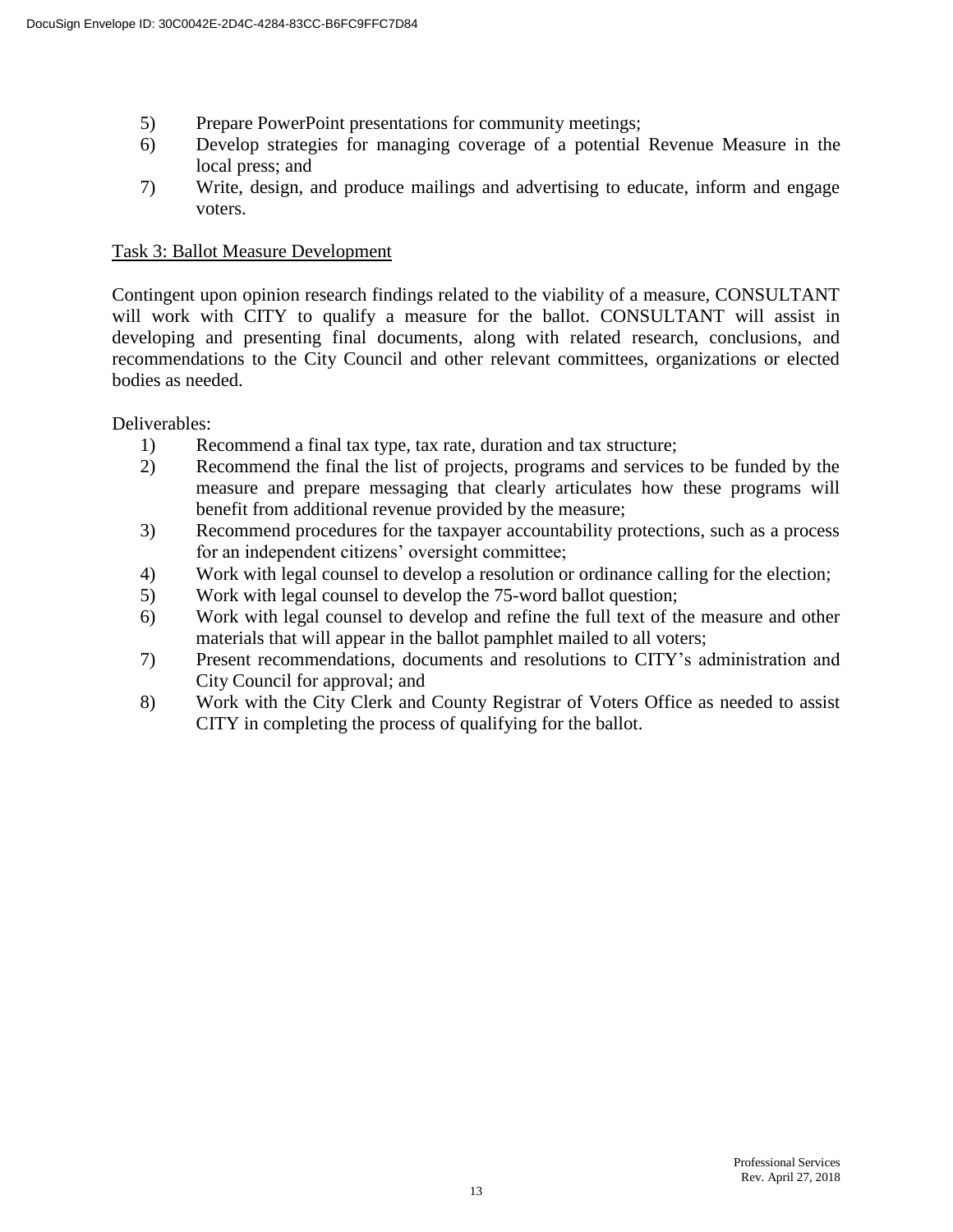5) Prepare PowerPoint presentations for community meetings;
6) Develop strategies for managing coverage of a potential Revenue Measure in the local press; and
7) Write, design, and produce mailings and advertising to educate, inform and engage voters.

Task 3: Ballot Measure Development

Contingent upon opinion research findings related to the viability of a measure, CONSULTANT will work with CITY to qualify a measure for the ballot. CONSULTANT will assist in developing and presenting final documents, along with related research, conclusions, and recommendations to the City Council and other relevant committees, organizations or elected bodies as needed.

Deliverables:

1) Recommend a final tax type, tax rate, duration and tax structure;
2) Recommend the final the list of projects, programs and services to be funded by the measure and prepare messaging that clearly articulates how these programs will benefit from additional revenue provided by the measure;
3) Recommend procedures for the taxpayer accountability protections, such as a process for an independent citizens' oversight committee;
4) Work with legal counsel to develop a resolution or ordinance calling for the election;
5) Work with legal counsel to develop the 75-word ballot question;
6) Work with legal counsel to develop and refine the full text of the measure and other materials that will appear in the ballot pamphlet mailed to all voters;
7) Present recommendations, documents and resolutions to CITY's administration and City Council for approval; and
8) Work with the City Clerk and County Registrar of Voters Office as needed to assist CITY in completing the process of qualifying for the ballot.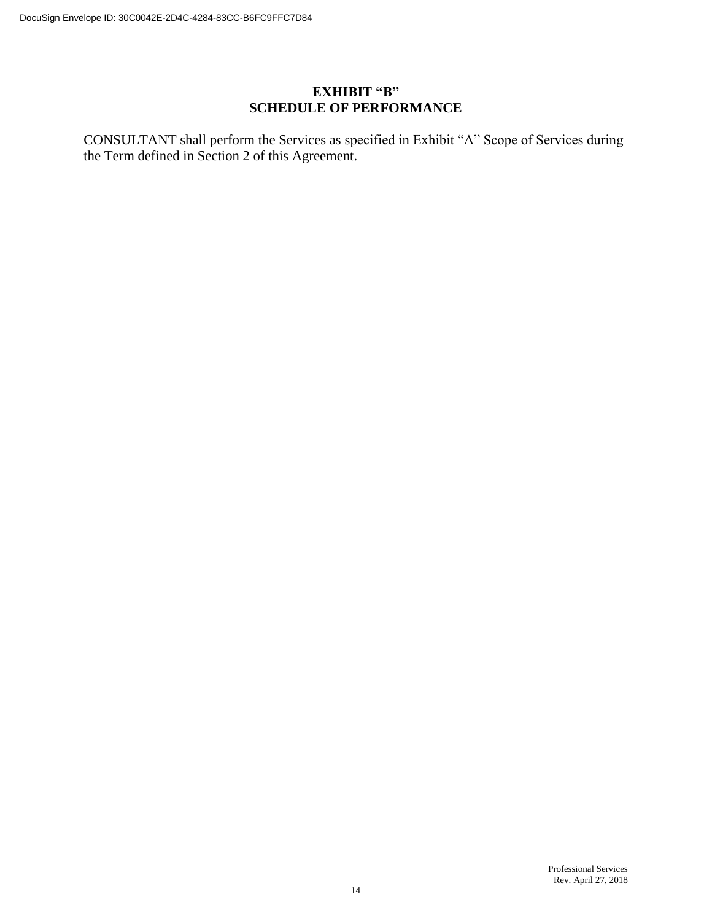# EXHIBIT "B"
# SCHEDULE OF PERFORMANCE

CONSULTANT shall perform the Services as specified in Exhibit "A" Scope of Services during the Term defined in Section 2 of this Agreement.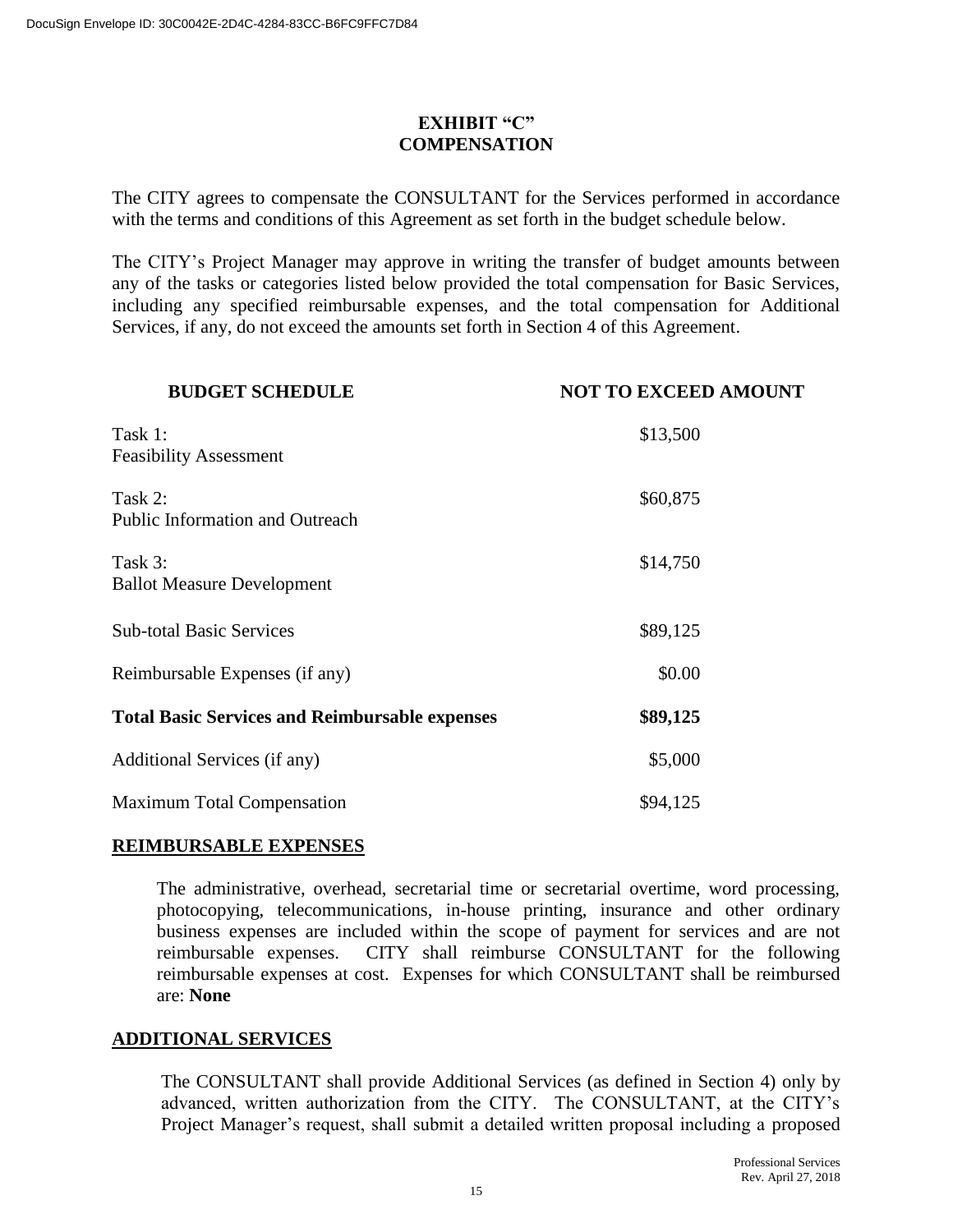# EXHIBIT "C"
# COMPENSATION

The CITY agrees to compensate the CONSULTANT for the Services performed in accordance with the terms and conditions of this Agreement as set forth in the budget schedule below.

The CITY's Project Manager may approve in writing the transfer of budget amounts between any of the tasks or categories listed below provided the total compensation for Basic Services, including any specified reimbursable expenses, and the total compensation for Additional Services, if any, do not exceed the amounts set forth in Section 4 of this Agreement.

| **BUDGET SCHEDULE** | **NOT TO EXCEED AMOUNT** |
| --- | --- |
| Task 1: Feasibility Assessment | $13,500 |
| Task 2: Public Information and Outreach | $60,875 |
| Task 3: Ballot Measure Development | $14,750 |
| Sub-total Basic Services | $89,125 |
| Reimbursable Expenses (if any) | $0.00 |
| **Total Basic Services and Reimbursable expenses** | **$89,125** |
| Additional Services (if any) | $5,000 |
| Maximum Total Compensation | $94,125 |

## REIMBURSABLE EXPENSES

The administrative, overhead, secretarial time or secretarial overtime, word processing, photocopying, telecommunications, in-house printing, insurance and other ordinary business expenses are included within the scope of payment for services and are not reimbursable expenses. CITY shall reimburse CONSULTANT for the following reimbursable expenses at cost. Expenses for which CONSULTANT shall be reimbursed are: **None**

## ADDITIONAL SERVICES

The CONSULTANT shall provide Additional Services (as defined in Section 4) only by advanced, written authorization from the CITY. The CONSULTANT, at the CITY's Project Manager's request, shall submit a detailed written proposal including a proposed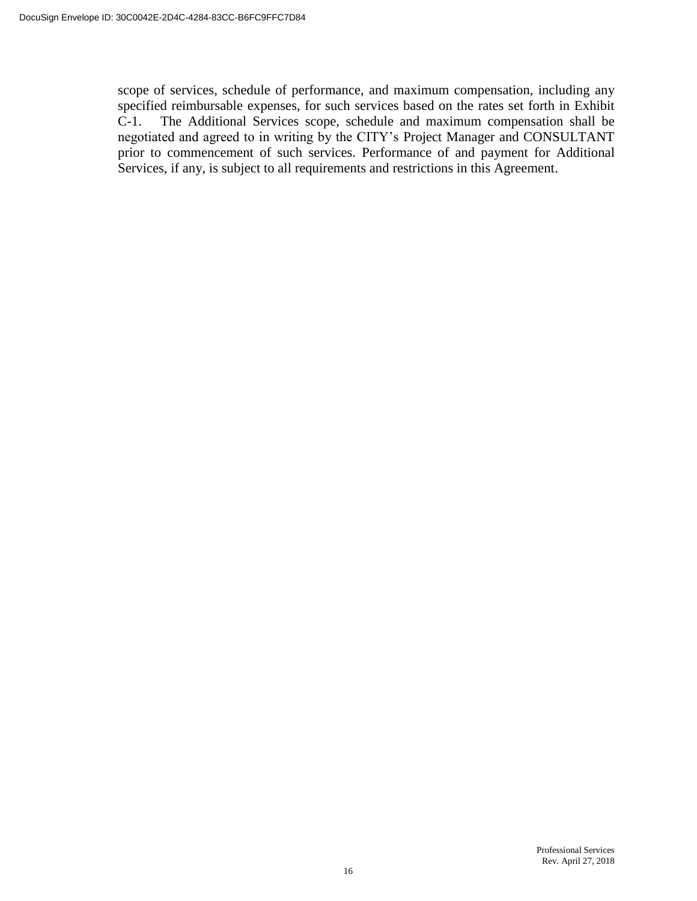scope of services, schedule of performance, and maximum compensation, including any specified reimbursable expenses, for such services based on the rates set forth in Exhibit C-1. The Additional Services scope, schedule and maximum compensation shall be negotiated and agreed to in writing by the CITY's Project Manager and CONSULTANT prior to commencement of such services. Performance of and payment for Additional Services, if any, is subject to all requirements and restrictions in this Agreement.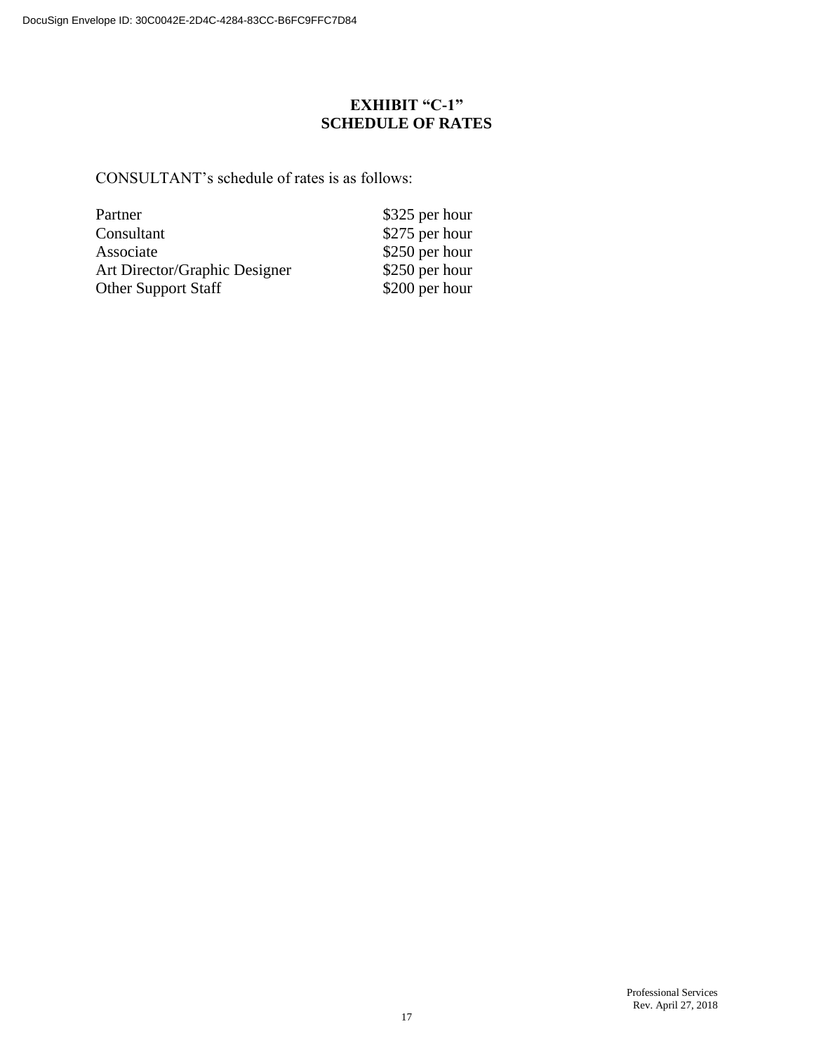# EXHIBIT "C-1"
# SCHEDULE OF RATES

CONSULTANT's schedule of rates is as follows:

| | |
|---|---|
| Partner | $325 per hour |
| Consultant | $275 per hour |
| Associate | $250 per hour |
| Art Director/Graphic Designer | $250 per hour |
| Other Support Staff | $200 per hour |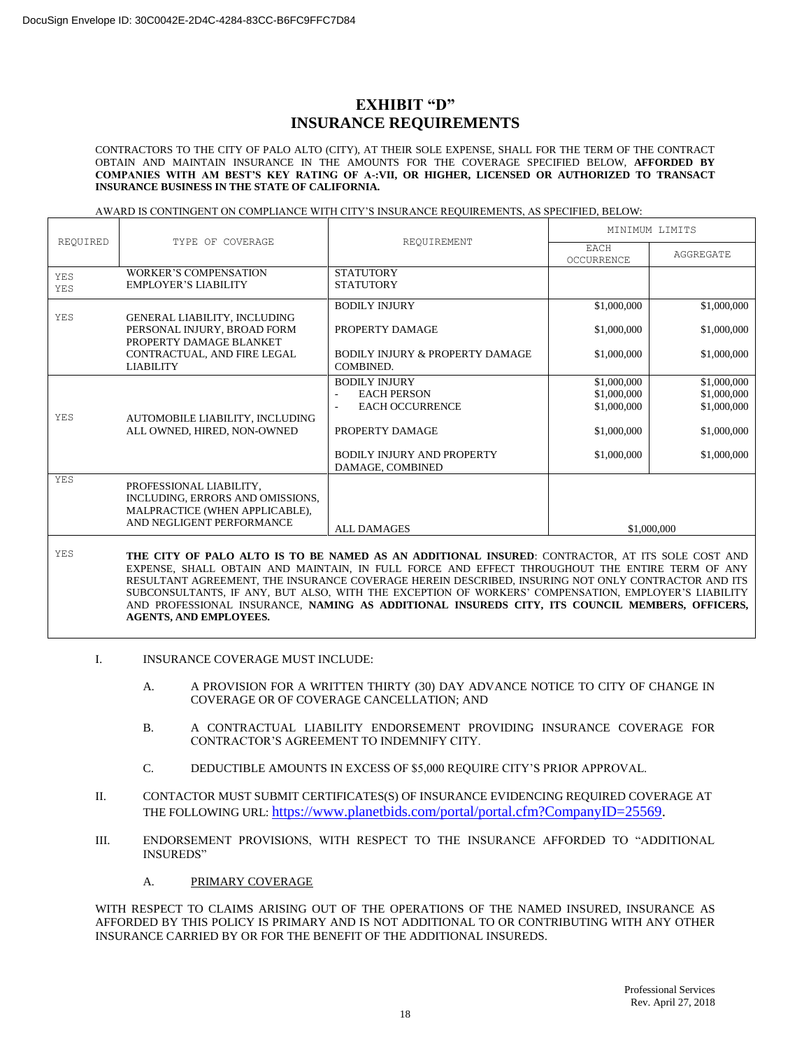DocuSign Envelope ID: 30C0042E-2D4C-4284-83CC-B6FC9FFC7D84

# EXHIBIT "D"
# INSURANCE REQUIREMENTS

CONTRACTORS TO THE CITY OF PALO ALTO (CITY), AT THEIR SOLE EXPENSE, SHALL FOR THE TERM OF THE CONTRACT OBTAIN AND MAINTAIN INSURANCE IN THE AMOUNTS FOR THE COVERAGE SPECIFIED BELOW, **AFFORDED BY COMPANIES WITH AM BEST'S KEY RATING OF A-:VII, OR HIGHER, LICENSED OR AUTHORIZED TO TRANSACT INSURANCE BUSINESS IN THE STATE OF CALIFORNIA.**

AWARD IS CONTINGENT ON COMPLIANCE WITH CITY'S INSURANCE REQUIREMENTS, AS SPECIFIED, BELOW:

| REQUIRED | TYPE OF COVERAGE | REQUIREMENT | MINIMUM LIMITS | |
|---|---|---|---|---|
| | | | EACH OCCURRENCE | AGGREGATE |
| YES<br>YES | WORKER'S COMPENSATION<br>EMPLOYER'S LIABILITY | STATUTORY<br>STATUTORY | | |
| YES | GENERAL LIABILITY, INCLUDING PERSONAL INJURY, BROAD FORM PROPERTY DAMAGE BLANKET CONTRACTUAL, AND FIRE LEGAL LIABILITY | BODILY INJURY<br><br>PROPERTY DAMAGE<br><br>BODILY INJURY & PROPERTY DAMAGE COMBINED. | \$1,000,000<br><br>\$1,000,000<br><br>\$1,000,000 | \$1,000,000<br><br>\$1,000,000<br><br>\$1,000,000 |
| YES | AUTOMOBILE LIABILITY, INCLUDING ALL OWNED, HIRED, NON-OWNED | BODILY INJURY<br>- EACH PERSON<br>- EACH OCCURRENCE<br><br>PROPERTY DAMAGE<br><br>BODILY INJURY AND PROPERTY DAMAGE, COMBINED | \$1,000,000<br>\$1,000,000<br>\$1,000,000<br><br>\$1,000,000<br><br>\$1,000,000 | \$1,000,000<br>\$1,000,000<br>\$1,000,000<br><br>\$1,000,000<br><br>\$1,000,000 |
| YES | PROFESSIONAL LIABILITY, INCLUDING, ERRORS AND OMISSIONS, MALPRACTICE (WHEN APPLICABLE), AND NEGLIGENT PERFORMANCE | ALL DAMAGES | \$1,000,000 | |
| YES | **THE CITY OF PALO ALTO IS TO BE NAMED AS AN ADDITIONAL INSURED**: CONTRACTOR, AT ITS SOLE COST AND EXPENSE, SHALL OBTAIN AND MAINTAIN, IN FULL FORCE AND EFFECT THROUGHOUT THE ENTIRE TERM OF ANY RESULTANT AGREEMENT, THE INSURANCE COVERAGE HEREIN DESCRIBED, INSURING NOT ONLY CONTRACTOR AND ITS SUBCONSULTANTS, IF ANY, BUT ALSO, WITH THE EXCEPTION OF WORKERS' COMPENSATION, EMPLOYER'S LIABILITY AND PROFESSIONAL INSURANCE, **NAMING AS ADDITIONAL INSUREDS CITY, ITS COUNCIL MEMBERS, OFFICERS, AGENTS, AND EMPLOYEES.** | | | |

I. INSURANCE COVERAGE MUST INCLUDE:

   A. A PROVISION FOR A WRITTEN THIRTY (30) DAY ADVANCE NOTICE TO CITY OF CHANGE IN COVERAGE OR OF COVERAGE CANCELLATION; AND

   B. A CONTRACTUAL LIABILITY ENDORSEMENT PROVIDING INSURANCE COVERAGE FOR CONTRACTOR'S AGREEMENT TO INDEMNIFY CITY.

   C. DEDUCTIBLE AMOUNTS IN EXCESS OF \$5,000 REQUIRE CITY'S PRIOR APPROVAL.

II. CONTACTOR MUST SUBMIT CERTIFICATES(S) OF INSURANCE EVIDENCING REQUIRED COVERAGE AT THE FOLLOWING URL: https://www.planetbids.com/portal/portal.cfm?CompanyID=25569.

III. ENDORSEMENT PROVISIONS, WITH RESPECT TO THE INSURANCE AFFORDED TO "ADDITIONAL INSUREDS"

   A. PRIMARY COVERAGE

WITH RESPECT TO CLAIMS ARISING OUT OF THE OPERATIONS OF THE NAMED INSURED, INSURANCE AS AFFORDED BY THIS POLICY IS PRIMARY AND IS NOT ADDITIONAL TO OR CONTRIBUTING WITH ANY OTHER INSURANCE CARRIED BY OR FOR THE BENEFIT OF THE ADDITIONAL INSUREDS.

Professional Services
Rev. April 27, 2018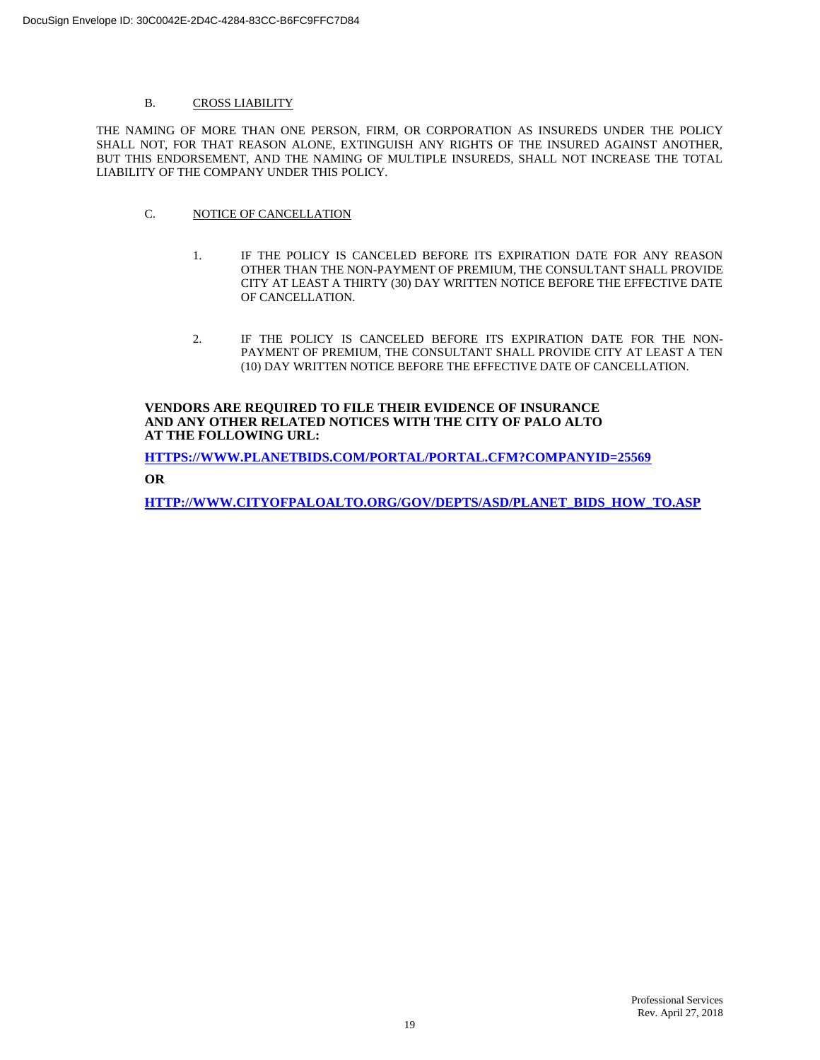B. CROSS LIABILITY

THE NAMING OF MORE THAN ONE PERSON, FIRM, OR CORPORATION AS INSUREDS UNDER THE POLICY SHALL NOT, FOR THAT REASON ALONE, EXTINGUISH ANY RIGHTS OF THE INSURED AGAINST ANOTHER, BUT THIS ENDORSEMENT, AND THE NAMING OF MULTIPLE INSUREDS, SHALL NOT INCREASE THE TOTAL LIABILITY OF THE COMPANY UNDER THIS POLICY.

C. NOTICE OF CANCELLATION

1. IF THE POLICY IS CANCELED BEFORE ITS EXPIRATION DATE FOR ANY REASON OTHER THAN THE NON-PAYMENT OF PREMIUM, THE CONSULTANT SHALL PROVIDE CITY AT LEAST A THIRTY (30) DAY WRITTEN NOTICE BEFORE THE EFFECTIVE DATE OF CANCELLATION.

2. IF THE POLICY IS CANCELED BEFORE ITS EXPIRATION DATE FOR THE NON-PAYMENT OF PREMIUM, THE CONSULTANT SHALL PROVIDE CITY AT LEAST A TEN (10) DAY WRITTEN NOTICE BEFORE THE EFFECTIVE DATE OF CANCELLATION.

**VENDORS ARE REQUIRED TO FILE THEIR EVIDENCE OF INSURANCE AND ANY OTHER RELATED NOTICES WITH THE CITY OF PALO ALTO AT THE FOLLOWING URL:**

**HTTPS://WWW.PLANETBIDS.COM/PORTAL/PORTAL.CFM?COMPANYID=25569**

**OR**

**HTTP://WWW.CITYOFPALOALTO.ORG/GOV/DEPTS/ASD/PLANET_BIDS_HOW_TO.ASP**